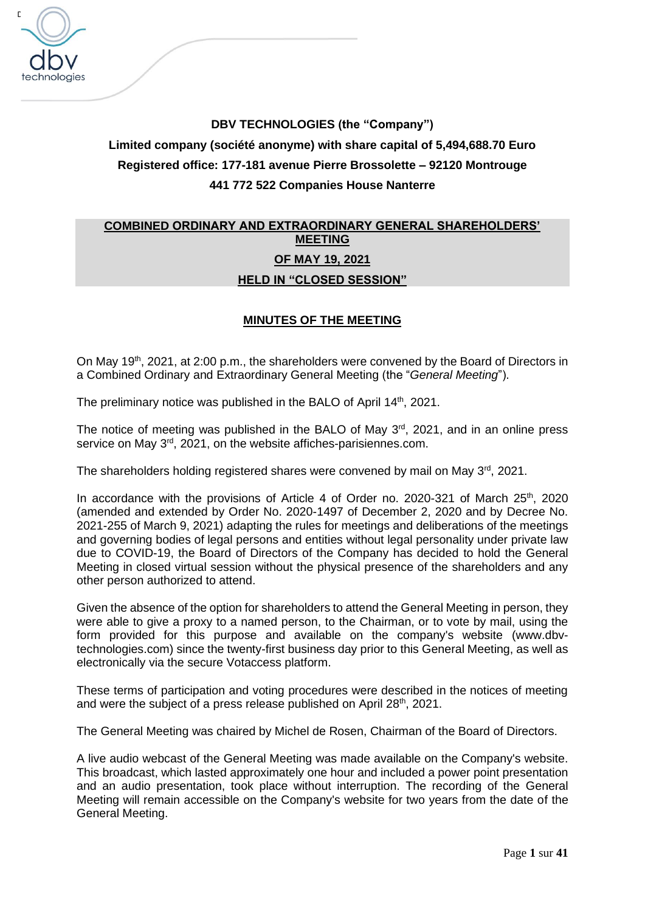**DBV TECHNOLOGIES (the "Company")**

**Limited company (société anonyme) with share capital of 5,494,688.70 Euro**

**Registered office: 177-181 avenue Pierre Brossolette – 92120 Montrouge**

**441 772 522 Companies House Nanterre**

# COMBINED ORDINARY AND EXTRAORDINARY GENERAL SHAREHOLDERS' MEETING OF MAY 19, 2021 HELD IN "CLOSED SESSION"

## MINUTES OF THE MEETING

On May 19th, 2021, at 2:00 p.m., the shareholders were convened by the Board of Directors in a Combined Ordinary and Extraordinary General Meeting (the "*General Meeting*").

The preliminary notice was published in the BALO of April 14th, 2021.

The notice of meeting was published in the BALO of May 3rd, 2021, and in an online press service on May 3rd, 2021, on the website affiches-parisiennes.com.

The shareholders holding registered shares were convened by mail on May 3rd, 2021.

In accordance with the provisions of Article 4 of Order no. 2020-321 of March 25th, 2020 (amended and extended by Order No. 2020-1497 of December 2, 2020 and by Decree No. 2021-255 of March 9, 2021) adapting the rules for meetings and deliberations of the meetings and governing bodies of legal persons and entities without legal personality under private law due to COVID-19, the Board of Directors of the Company has decided to hold the General Meeting in closed virtual session without the physical presence of the shareholders and any other person authorized to attend.

Given the absence of the option for shareholders to attend the General Meeting in person, they were able to give a proxy to a named person, to the Chairman, or to vote by mail, using the form provided for this purpose and available on the company's website (www.dbv-technologies.com) since the twenty-first business day prior to this General Meeting, as well as electronically via the secure Votaccess platform.

These terms of participation and voting procedures were described in the notices of meeting and were the subject of a press release published on April 28th, 2021.

The General Meeting was chaired by Michel de Rosen, Chairman of the Board of Directors.

A live audio webcast of the General Meeting was made available on the Company's website. This broadcast, which lasted approximately one hour and included a power point presentation and an audio presentation, took place without interruption. The recording of the General Meeting will remain accessible on the Company's website for two years from the date of the General Meeting.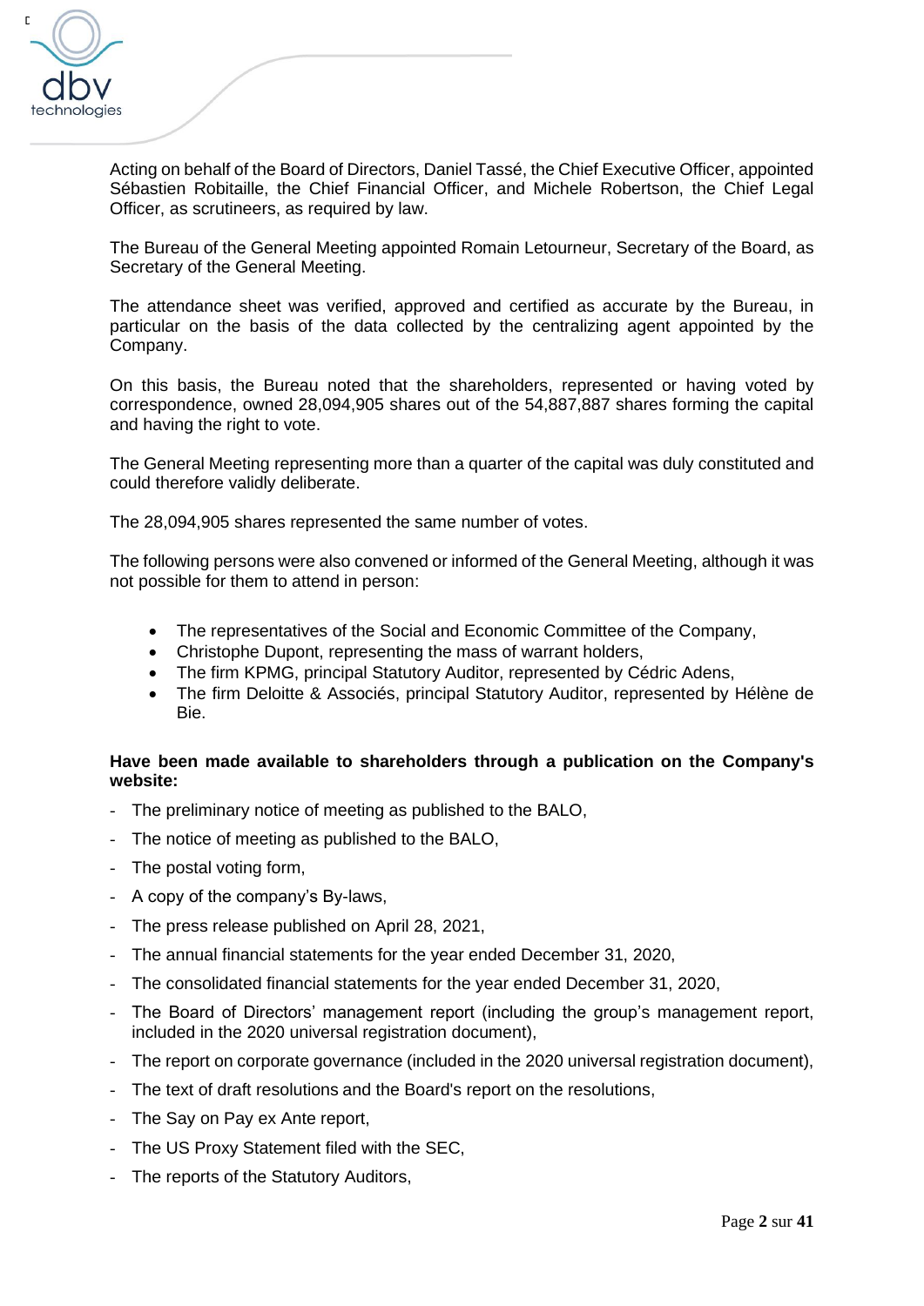Acting on behalf of the Board of Directors, Daniel Tassé, the Chief Executive Officer, appointed Sébastien Robitaille, the Chief Financial Officer, and Michele Robertson, the Chief Legal Officer, as scrutineers, as required by law.

The Bureau of the General Meeting appointed Romain Letourneur, Secretary of the Board, as Secretary of the General Meeting.

The attendance sheet was verified, approved and certified as accurate by the Bureau, in particular on the basis of the data collected by the centralizing agent appointed by the Company.

On this basis, the Bureau noted that the shareholders, represented or having voted by correspondence, owned 28,094,905 shares out of the 54,887,887 shares forming the capital and having the right to vote.

The General Meeting representing more than a quarter of the capital was duly constituted and could therefore validly deliberate.

The 28,094,905 shares represented the same number of votes.

The following persons were also convened or informed of the General Meeting, although it was not possible for them to attend in person:

- The representatives of the Social and Economic Committee of the Company,
- Christophe Dupont, representing the mass of warrant holders,
- The firm KPMG, principal Statutory Auditor, represented by Cédric Adens,
- The firm Deloitte & Associés, principal Statutory Auditor, represented by Hélène de Bie.

**Have been made available to shareholders through a publication on the Company's website:**

- The preliminary notice of meeting as published to the BALO,
- The notice of meeting as published to the BALO,
- The postal voting form,
- A copy of the company's By-laws,
- The press release published on April 28, 2021,
- The annual financial statements for the year ended December 31, 2020,
- The consolidated financial statements for the year ended December 31, 2020,
- The Board of Directors' management report (including the group's management report, included in the 2020 universal registration document),
- The report on corporate governance (included in the 2020 universal registration document),
- The text of draft resolutions and the Board's report on the resolutions,
- The Say on Pay ex Ante report,
- The US Proxy Statement filed with the SEC,
- The reports of the Statutory Auditors,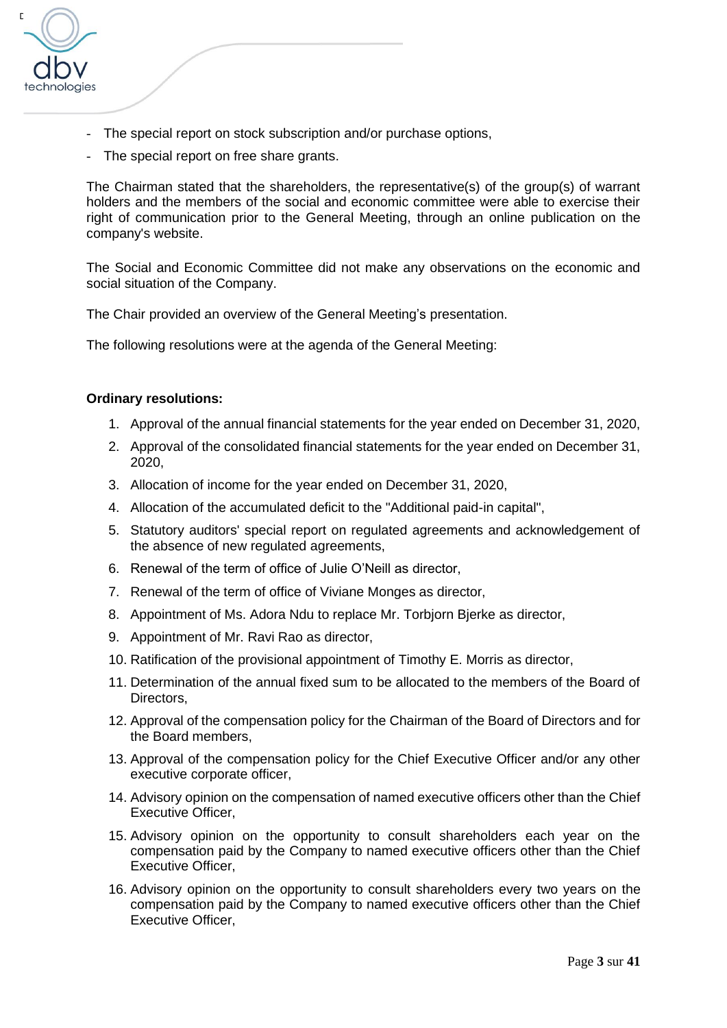- The special report on stock subscription and/or purchase options,
- The special report on free share grants.

The Chairman stated that the shareholders, the representative(s) of the group(s) of warrant holders and the members of the social and economic committee were able to exercise their right of communication prior to the General Meeting, through an online publication on the company's website.

The Social and Economic Committee did not make any observations on the economic and social situation of the Company.

The Chair provided an overview of the General Meeting's presentation.

The following resolutions were at the agenda of the General Meeting:

**Ordinary resolutions:**

1. Approval of the annual financial statements for the year ended on December 31, 2020,
2. Approval of the consolidated financial statements for the year ended on December 31, 2020,
3. Allocation of income for the year ended on December 31, 2020,
4. Allocation of the accumulated deficit to the "Additional paid-in capital",
5. Statutory auditors' special report on regulated agreements and acknowledgement of the absence of new regulated agreements,
6. Renewal of the term of office of Julie O'Neill as director,
7. Renewal of the term of office of Viviane Monges as director,
8. Appointment of Ms. Adora Ndu to replace Mr. Torbjorn Bjerke as director,
9. Appointment of Mr. Ravi Rao as director,
10. Ratification of the provisional appointment of Timothy E. Morris as director,
11. Determination of the annual fixed sum to be allocated to the members of the Board of Directors,
12. Approval of the compensation policy for the Chairman of the Board of Directors and for the Board members,
13. Approval of the compensation policy for the Chief Executive Officer and/or any other executive corporate officer,
14. Advisory opinion on the compensation of named executive officers other than the Chief Executive Officer,
15. Advisory opinion on the opportunity to consult shareholders each year on the compensation paid by the Company to named executive officers other than the Chief Executive Officer,
16. Advisory opinion on the opportunity to consult shareholders every two years on the compensation paid by the Company to named executive officers other than the Chief Executive Officer,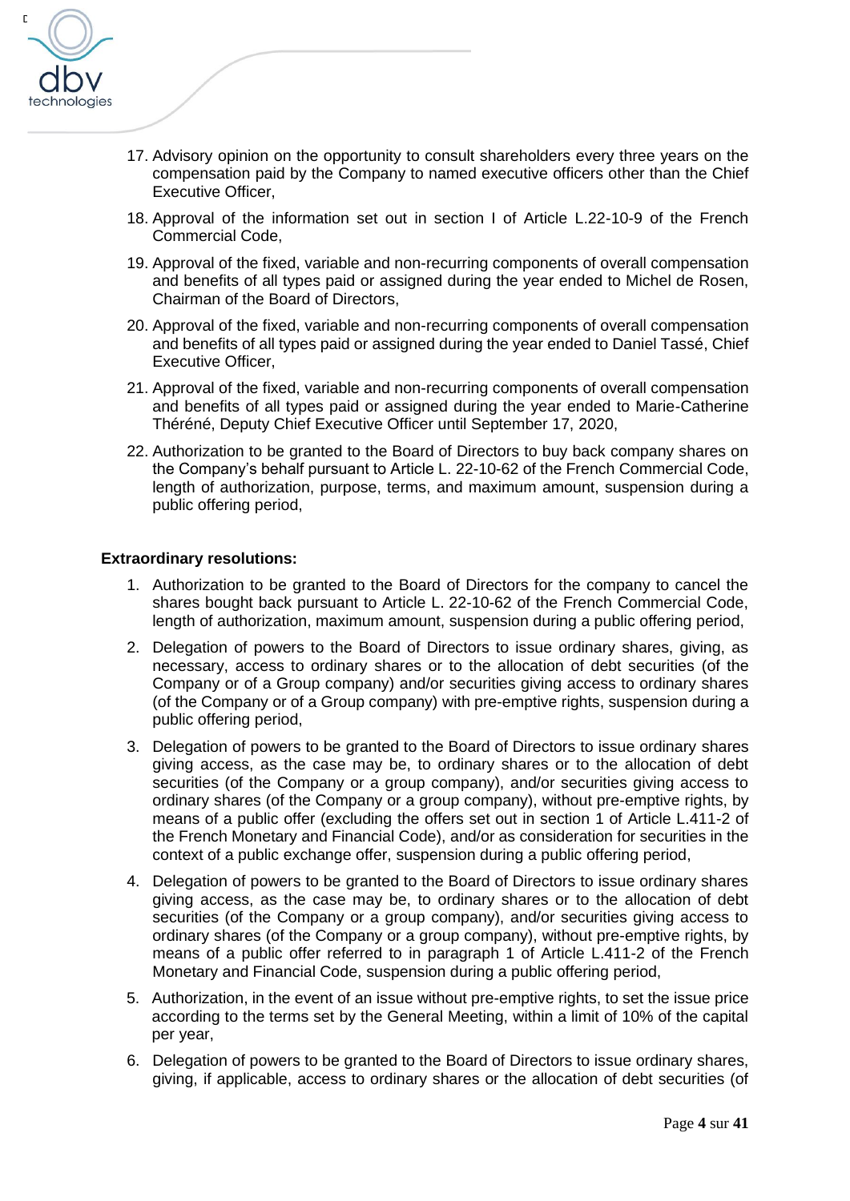17. Advisory opinion on the opportunity to consult shareholders every three years on the compensation paid by the Company to named executive officers other than the Chief Executive Officer,

18. Approval of the information set out in section I of Article L.22-10-9 of the French Commercial Code,

19. Approval of the fixed, variable and non-recurring components of overall compensation and benefits of all types paid or assigned during the year ended to Michel de Rosen, Chairman of the Board of Directors,

20. Approval of the fixed, variable and non-recurring components of overall compensation and benefits of all types paid or assigned during the year ended to Daniel Tassé, Chief Executive Officer,

21. Approval of the fixed, variable and non-recurring components of overall compensation and benefits of all types paid or assigned during the year ended to Marie-Catherine Théréné, Deputy Chief Executive Officer until September 17, 2020,

22. Authorization to be granted to the Board of Directors to buy back company shares on the Company's behalf pursuant to Article L. 22-10-62 of the French Commercial Code, length of authorization, purpose, terms, and maximum amount, suspension during a public offering period,

**Extraordinary resolutions:**

1. Authorization to be granted to the Board of Directors for the company to cancel the shares bought back pursuant to Article L. 22-10-62 of the French Commercial Code, length of authorization, maximum amount, suspension during a public offering period,

2. Delegation of powers to the Board of Directors to issue ordinary shares, giving, as necessary, access to ordinary shares or to the allocation of debt securities (of the Company or of a Group company) and/or securities giving access to ordinary shares (of the Company or of a Group company) with pre-emptive rights, suspension during a public offering period,

3. Delegation of powers to be granted to the Board of Directors to issue ordinary shares giving access, as the case may be, to ordinary shares or to the allocation of debt securities (of the Company or a group company), and/or securities giving access to ordinary shares (of the Company or a group company), without pre-emptive rights, by means of a public offer (excluding the offers set out in section 1 of Article L.411-2 of the French Monetary and Financial Code), and/or as consideration for securities in the context of a public exchange offer, suspension during a public offering period,

4. Delegation of powers to be granted to the Board of Directors to issue ordinary shares giving access, as the case may be, to ordinary shares or to the allocation of debt securities (of the Company or a group company), and/or securities giving access to ordinary shares (of the Company or a group company), without pre-emptive rights, by means of a public offer referred to in paragraph 1 of Article L.411-2 of the French Monetary and Financial Code, suspension during a public offering period,

5. Authorization, in the event of an issue without pre-emptive rights, to set the issue price according to the terms set by the General Meeting, within a limit of 10% of the capital per year,

6. Delegation of powers to be granted to the Board of Directors to issue ordinary shares, giving, if applicable, access to ordinary shares or the allocation of debt securities (of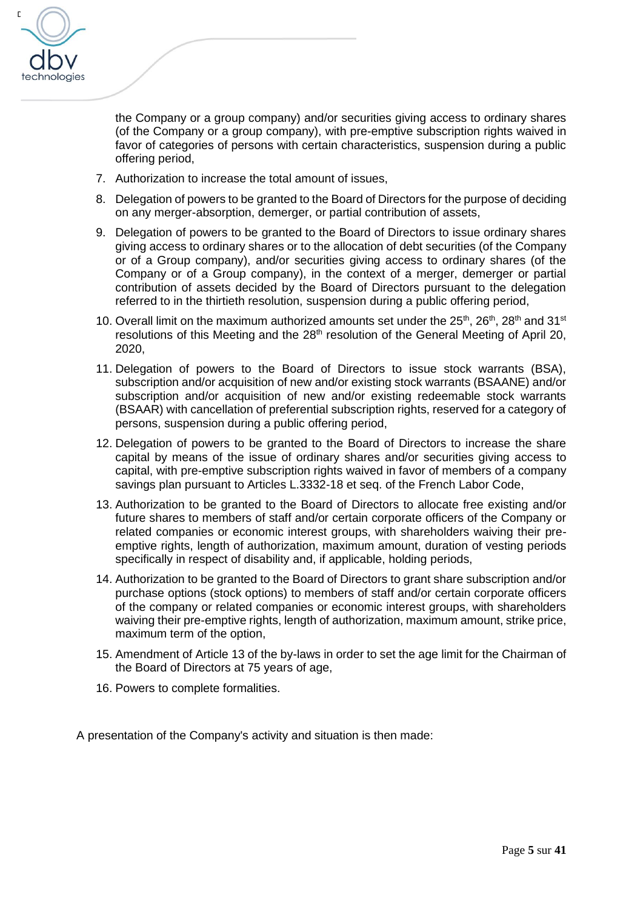the Company or a group company) and/or securities giving access to ordinary shares (of the Company or a group company), with pre-emptive subscription rights waived in favor of categories of persons with certain characteristics, suspension during a public offering period,

7. Authorization to increase the total amount of issues,
8. Delegation of powers to be granted to the Board of Directors for the purpose of deciding on any merger-absorption, demerger, or partial contribution of assets,
9. Delegation of powers to be granted to the Board of Directors to issue ordinary shares giving access to ordinary shares or to the allocation of debt securities (of the Company or of a Group company), and/or securities giving access to ordinary shares (of the Company or of a Group company), in the context of a merger, demerger or partial contribution of assets decided by the Board of Directors pursuant to the delegation referred to in the thirtieth resolution, suspension during a public offering period,
10. Overall limit on the maximum authorized amounts set under the 25th, 26th, 28th and 31st resolutions of this Meeting and the 28th resolution of the General Meeting of April 20, 2020,
11. Delegation of powers to the Board of Directors to issue stock warrants (BSA), subscription and/or acquisition of new and/or existing stock warrants (BSAANE) and/or subscription and/or acquisition of new and/or existing redeemable stock warrants (BSAAR) with cancellation of preferential subscription rights, reserved for a category of persons, suspension during a public offering period,
12. Delegation of powers to be granted to the Board of Directors to increase the share capital by means of the issue of ordinary shares and/or securities giving access to capital, with pre-emptive subscription rights waived in favor of members of a company savings plan pursuant to Articles L.3332-18 et seq. of the French Labor Code,
13. Authorization to be granted to the Board of Directors to allocate free existing and/or future shares to members of staff and/or certain corporate officers of the Company or related companies or economic interest groups, with shareholders waiving their pre-emptive rights, length of authorization, maximum amount, duration of vesting periods specifically in respect of disability and, if applicable, holding periods,
14. Authorization to be granted to the Board of Directors to grant share subscription and/or purchase options (stock options) to members of staff and/or certain corporate officers of the company or related companies or economic interest groups, with shareholders waiving their pre-emptive rights, length of authorization, maximum amount, strike price, maximum term of the option,
15. Amendment of Article 13 of the by-laws in order to set the age limit for the Chairman of the Board of Directors at 75 years of age,
16. Powers to complete formalities.

A presentation of the Company's activity and situation is then made: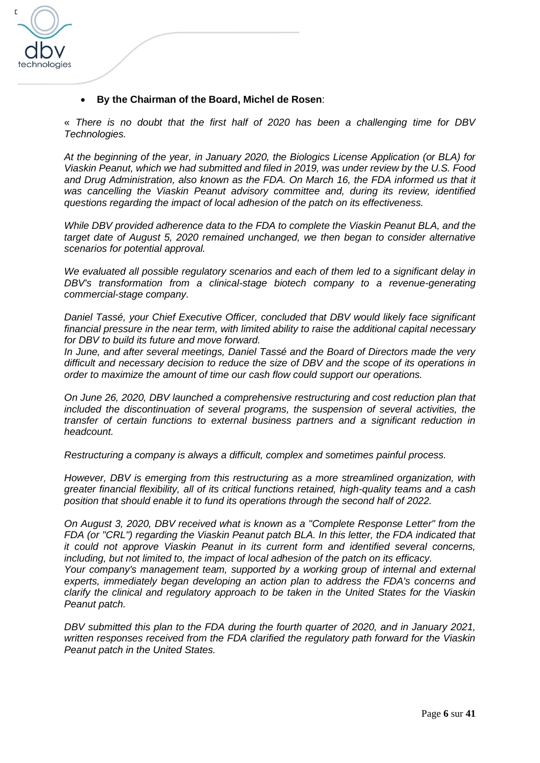- **By the Chairman of the Board, Michel de Rosen**:

« *There is no doubt that the first half of 2020 has been a challenging time for DBV Technologies.*

*At the beginning of the year, in January 2020, the Biologics License Application (or BLA) for Viaskin Peanut, which we had submitted and filed in 2019, was under review by the U.S. Food and Drug Administration, also known as the FDA. On March 16, the FDA informed us that it was cancelling the Viaskin Peanut advisory committee and, during its review, identified questions regarding the impact of local adhesion of the patch on its effectiveness.*

*While DBV provided adherence data to the FDA to complete the Viaskin Peanut BLA, and the target date of August 5, 2020 remained unchanged, we then began to consider alternative scenarios for potential approval.*

*We evaluated all possible regulatory scenarios and each of them led to a significant delay in DBV's transformation from a clinical-stage biotech company to a revenue-generating commercial-stage company.*

*Daniel Tassé, your Chief Executive Officer, concluded that DBV would likely face significant financial pressure in the near term, with limited ability to raise the additional capital necessary for DBV to build its future and move forward.*
*In June, and after several meetings, Daniel Tassé and the Board of Directors made the very difficult and necessary decision to reduce the size of DBV and the scope of its operations in order to maximize the amount of time our cash flow could support our operations.*

*On June 26, 2020, DBV launched a comprehensive restructuring and cost reduction plan that included the discontinuation of several programs, the suspension of several activities, the transfer of certain functions to external business partners and a significant reduction in headcount.*

*Restructuring a company is always a difficult, complex and sometimes painful process.*

*However, DBV is emerging from this restructuring as a more streamlined organization, with greater financial flexibility, all of its critical functions retained, high-quality teams and a cash position that should enable it to fund its operations through the second half of 2022.*

*On August 3, 2020, DBV received what is known as a "Complete Response Letter" from the FDA (or "CRL") regarding the Viaskin Peanut patch BLA. In this letter, the FDA indicated that it could not approve Viaskin Peanut in its current form and identified several concerns, including, but not limited to, the impact of local adhesion of the patch on its efficacy.*
*Your company's management team, supported by a working group of internal and external experts, immediately began developing an action plan to address the FDA's concerns and clarify the clinical and regulatory approach to be taken in the United States for the Viaskin Peanut patch.*

*DBV submitted this plan to the FDA during the fourth quarter of 2020, and in January 2021, written responses received from the FDA clarified the regulatory path forward for the Viaskin Peanut patch in the United States.*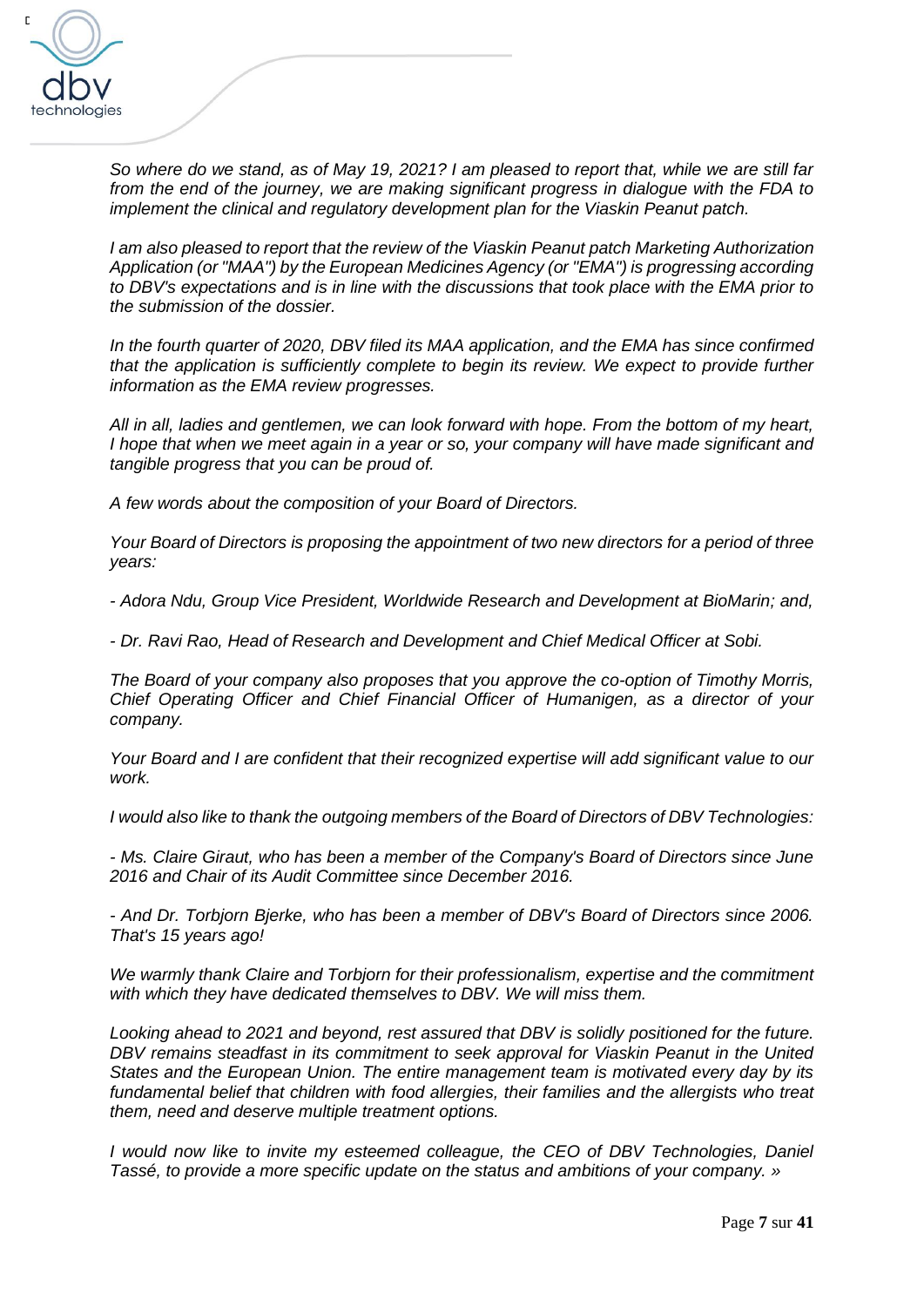*So where do we stand, as of May 19, 2021? I am pleased to report that, while we are still far from the end of the journey, we are making significant progress in dialogue with the FDA to implement the clinical and regulatory development plan for the Viaskin Peanut patch.*

*I am also pleased to report that the review of the Viaskin Peanut patch Marketing Authorization Application (or "MAA") by the European Medicines Agency (or "EMA") is progressing according to DBV's expectations and is in line with the discussions that took place with the EMA prior to the submission of the dossier.*

*In the fourth quarter of 2020, DBV filed its MAA application, and the EMA has since confirmed that the application is sufficiently complete to begin its review. We expect to provide further information as the EMA review progresses.*

*All in all, ladies and gentlemen, we can look forward with hope. From the bottom of my heart, I hope that when we meet again in a year or so, your company will have made significant and tangible progress that you can be proud of.*

*A few words about the composition of your Board of Directors.*

*Your Board of Directors is proposing the appointment of two new directors for a period of three years:*

*- Adora Ndu, Group Vice President, Worldwide Research and Development at BioMarin; and,*

*- Dr. Ravi Rao, Head of Research and Development and Chief Medical Officer at Sobi.*

*The Board of your company also proposes that you approve the co-option of Timothy Morris, Chief Operating Officer and Chief Financial Officer of Humanigen, as a director of your company.*

*Your Board and I are confident that their recognized expertise will add significant value to our work.*

*I would also like to thank the outgoing members of the Board of Directors of DBV Technologies:*

*- Ms. Claire Giraut, who has been a member of the Company's Board of Directors since June 2016 and Chair of its Audit Committee since December 2016.*

*- And Dr. Torbjorn Bjerke, who has been a member of DBV's Board of Directors since 2006. That's 15 years ago!*

*We warmly thank Claire and Torbjorn for their professionalism, expertise and the commitment with which they have dedicated themselves to DBV. We will miss them.*

*Looking ahead to 2021 and beyond, rest assured that DBV is solidly positioned for the future. DBV remains steadfast in its commitment to seek approval for Viaskin Peanut in the United States and the European Union. The entire management team is motivated every day by its fundamental belief that children with food allergies, their families and the allergists who treat them, need and deserve multiple treatment options.*

*I would now like to invite my esteemed colleague, the CEO of DBV Technologies, Daniel Tassé, to provide a more specific update on the status and ambitions of your company. »*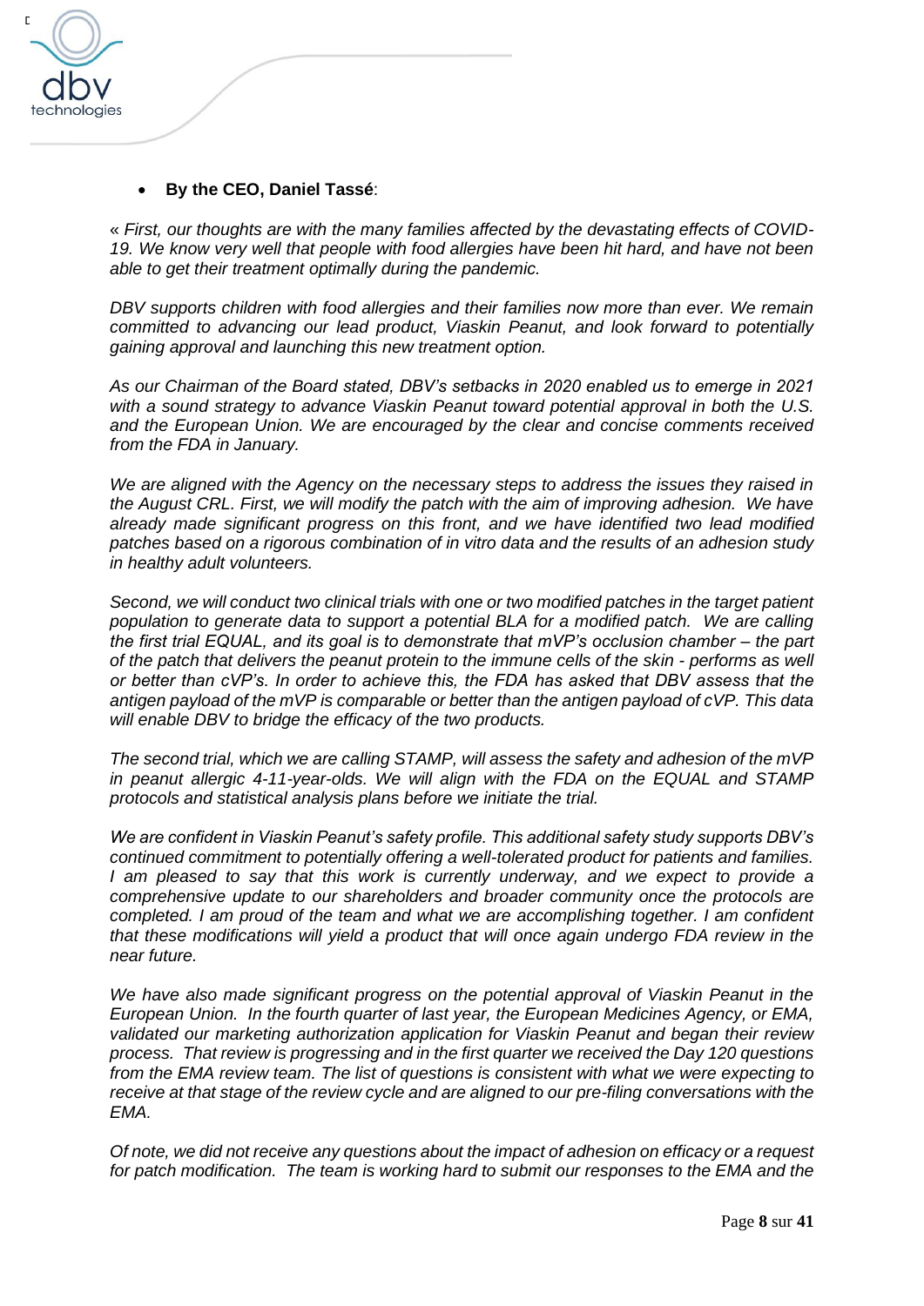- **By the CEO, Daniel Tassé**:

« *First, our thoughts are with the many families affected by the devastating effects of COVID-19. We know very well that people with food allergies have been hit hard, and have not been able to get their treatment optimally during the pandemic.*

*DBV supports children with food allergies and their families now more than ever. We remain committed to advancing our lead product, Viaskin Peanut, and look forward to potentially gaining approval and launching this new treatment option.*

*As our Chairman of the Board stated, DBV's setbacks in 2020 enabled us to emerge in 2021 with a sound strategy to advance Viaskin Peanut toward potential approval in both the U.S. and the European Union. We are encouraged by the clear and concise comments received from the FDA in January.*

*We are aligned with the Agency on the necessary steps to address the issues they raised in the August CRL. First, we will modify the patch with the aim of improving adhesion. We have already made significant progress on this front, and we have identified two lead modified patches based on a rigorous combination of in vitro data and the results of an adhesion study in healthy adult volunteers.*

*Second, we will conduct two clinical trials with one or two modified patches in the target patient population to generate data to support a potential BLA for a modified patch. We are calling the first trial EQUAL, and its goal is to demonstrate that mVP's occlusion chamber – the part of the patch that delivers the peanut protein to the immune cells of the skin - performs as well or better than cVP's. In order to achieve this, the FDA has asked that DBV assess that the antigen payload of the mVP is comparable or better than the antigen payload of cVP. This data will enable DBV to bridge the efficacy of the two products.*

*The second trial, which we are calling STAMP, will assess the safety and adhesion of the mVP in peanut allergic 4-11-year-olds. We will align with the FDA on the EQUAL and STAMP protocols and statistical analysis plans before we initiate the trial.*

*We are confident in Viaskin Peanut's safety profile. This additional safety study supports DBV's continued commitment to potentially offering a well-tolerated product for patients and families. I am pleased to say that this work is currently underway, and we expect to provide a comprehensive update to our shareholders and broader community once the protocols are completed. I am proud of the team and what we are accomplishing together. I am confident that these modifications will yield a product that will once again undergo FDA review in the near future.*

*We have also made significant progress on the potential approval of Viaskin Peanut in the European Union. In the fourth quarter of last year, the European Medicines Agency, or EMA, validated our marketing authorization application for Viaskin Peanut and began their review process. That review is progressing and in the first quarter we received the Day 120 questions from the EMA review team. The list of questions is consistent with what we were expecting to receive at that stage of the review cycle and are aligned to our pre-filing conversations with the EMA.*

*Of note, we did not receive any questions about the impact of adhesion on efficacy or a request for patch modification. The team is working hard to submit our responses to the EMA and the*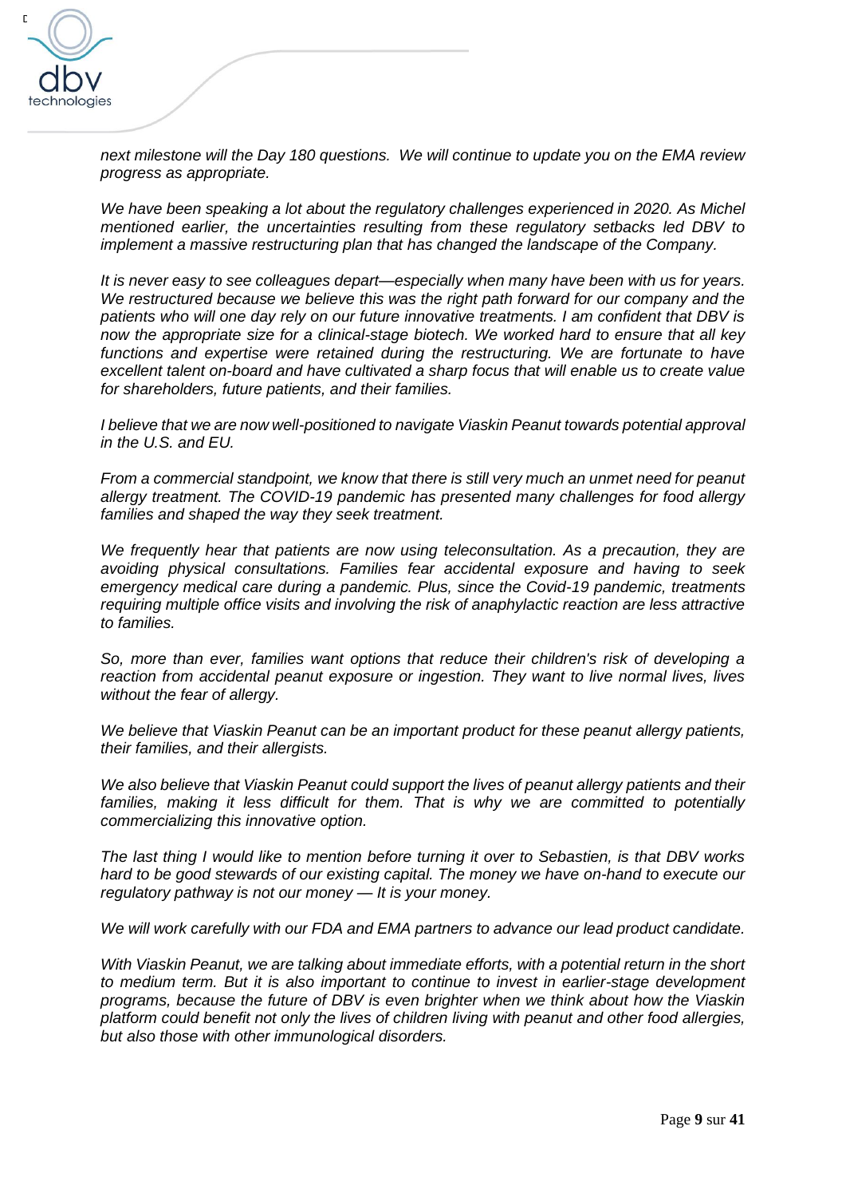*next milestone will the Day 180 questions. We will continue to update you on the EMA review progress as appropriate.*

*We have been speaking a lot about the regulatory challenges experienced in 2020. As Michel mentioned earlier, the uncertainties resulting from these regulatory setbacks led DBV to implement a massive restructuring plan that has changed the landscape of the Company.*

*It is never easy to see colleagues depart—especially when many have been with us for years. We restructured because we believe this was the right path forward for our company and the patients who will one day rely on our future innovative treatments. I am confident that DBV is now the appropriate size for a clinical-stage biotech. We worked hard to ensure that all key functions and expertise were retained during the restructuring. We are fortunate to have excellent talent on-board and have cultivated a sharp focus that will enable us to create value for shareholders, future patients, and their families.*

*I believe that we are now well-positioned to navigate Viaskin Peanut towards potential approval in the U.S. and EU.*

*From a commercial standpoint, we know that there is still very much an unmet need for peanut allergy treatment. The COVID-19 pandemic has presented many challenges for food allergy families and shaped the way they seek treatment.*

*We frequently hear that patients are now using teleconsultation. As a precaution, they are avoiding physical consultations. Families fear accidental exposure and having to seek emergency medical care during a pandemic. Plus, since the Covid-19 pandemic, treatments requiring multiple office visits and involving the risk of anaphylactic reaction are less attractive to families.*

*So, more than ever, families want options that reduce their children's risk of developing a reaction from accidental peanut exposure or ingestion. They want to live normal lives, lives without the fear of allergy.*

*We believe that Viaskin Peanut can be an important product for these peanut allergy patients, their families, and their allergists.*

*We also believe that Viaskin Peanut could support the lives of peanut allergy patients and their families, making it less difficult for them. That is why we are committed to potentially commercializing this innovative option.*

*The last thing I would like to mention before turning it over to Sebastien, is that DBV works hard to be good stewards of our existing capital. The money we have on-hand to execute our regulatory pathway is not our money — It is your money.*

*We will work carefully with our FDA and EMA partners to advance our lead product candidate.*

*With Viaskin Peanut, we are talking about immediate efforts, with a potential return in the short to medium term. But it is also important to continue to invest in earlier-stage development programs, because the future of DBV is even brighter when we think about how the Viaskin platform could benefit not only the lives of children living with peanut and other food allergies, but also those with other immunological disorders.*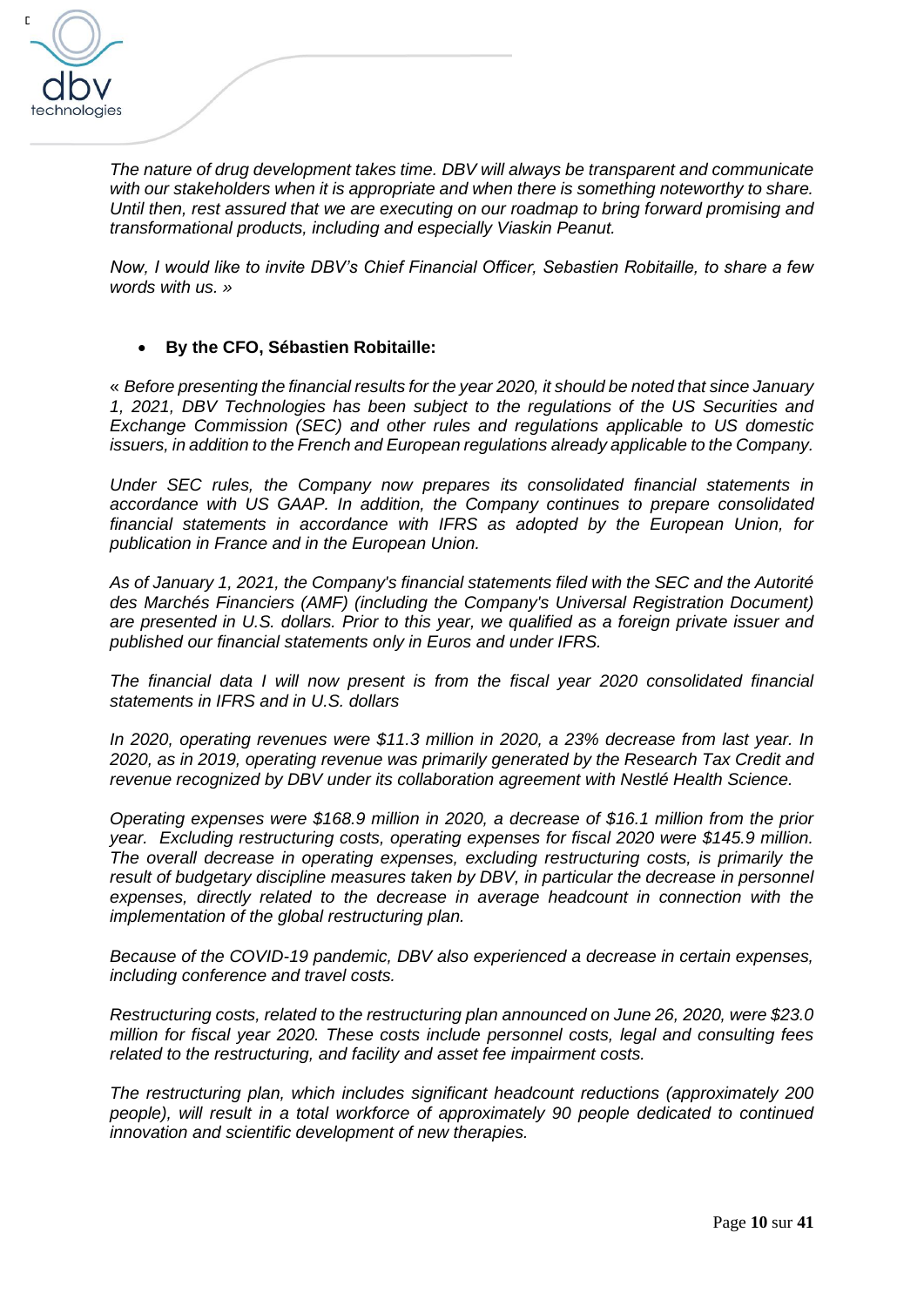*The nature of drug development takes time. DBV will always be transparent and communicate with our stakeholders when it is appropriate and when there is something noteworthy to share. Until then, rest assured that we are executing on our roadmap to bring forward promising and transformational products, including and especially Viaskin Peanut.*

*Now, I would like to invite DBV's Chief Financial Officer, Sebastien Robitaille, to share a few words with us. »*

- **By the CFO, Sébastien Robitaille:**

« *Before presenting the financial results for the year 2020, it should be noted that since January 1, 2021, DBV Technologies has been subject to the regulations of the US Securities and Exchange Commission (SEC) and other rules and regulations applicable to US domestic issuers, in addition to the French and European regulations already applicable to the Company.*

*Under SEC rules, the Company now prepares its consolidated financial statements in accordance with US GAAP. In addition, the Company continues to prepare consolidated financial statements in accordance with IFRS as adopted by the European Union, for publication in France and in the European Union.*

*As of January 1, 2021, the Company's financial statements filed with the SEC and the Autorité des Marchés Financiers (AMF) (including the Company's Universal Registration Document) are presented in U.S. dollars. Prior to this year, we qualified as a foreign private issuer and published our financial statements only in Euros and under IFRS.*

*The financial data I will now present is from the fiscal year 2020 consolidated financial statements in IFRS and in U.S. dollars*

*In 2020, operating revenues were $11.3 million in 2020, a 23% decrease from last year. In 2020, as in 2019, operating revenue was primarily generated by the Research Tax Credit and revenue recognized by DBV under its collaboration agreement with Nestlé Health Science.*

*Operating expenses were $168.9 million in 2020, a decrease of $16.1 million from the prior year. Excluding restructuring costs, operating expenses for fiscal 2020 were $145.9 million. The overall decrease in operating expenses, excluding restructuring costs, is primarily the result of budgetary discipline measures taken by DBV, in particular the decrease in personnel expenses, directly related to the decrease in average headcount in connection with the implementation of the global restructuring plan.*

*Because of the COVID-19 pandemic, DBV also experienced a decrease in certain expenses, including conference and travel costs.*

*Restructuring costs, related to the restructuring plan announced on June 26, 2020, were $23.0 million for fiscal year 2020. These costs include personnel costs, legal and consulting fees related to the restructuring, and facility and asset fee impairment costs.*

*The restructuring plan, which includes significant headcount reductions (approximately 200 people), will result in a total workforce of approximately 90 people dedicated to continued innovation and scientific development of new therapies.*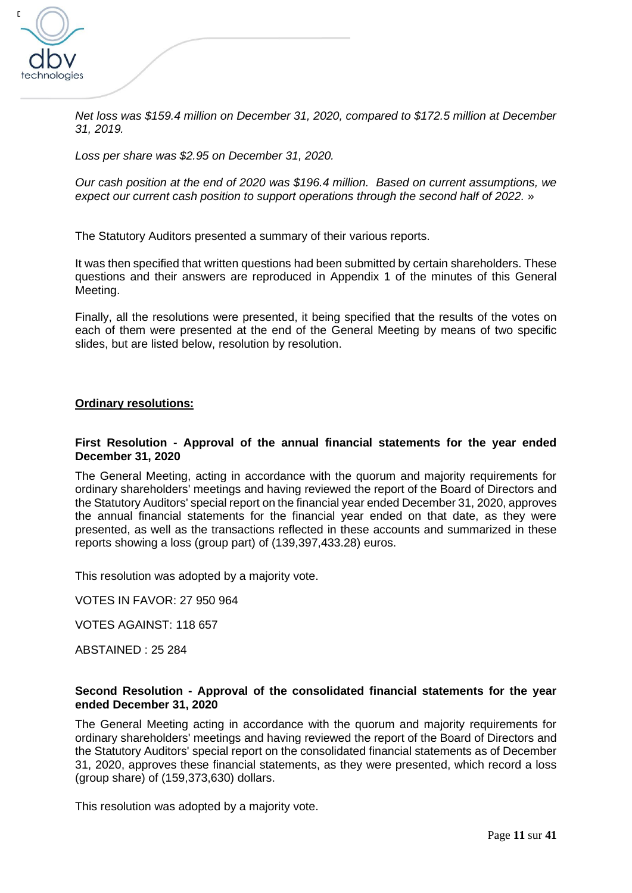*Net loss was $159.4 million on December 31, 2020, compared to $172.5 million at December 31, 2019.*

*Loss per share was $2.95 on December 31, 2020.*

*Our cash position at the end of 2020 was $196.4 million. Based on current assumptions, we expect our current cash position to support operations through the second half of 2022.* »

The Statutory Auditors presented a summary of their various reports.

It was then specified that written questions had been submitted by certain shareholders. These questions and their answers are reproduced in Appendix 1 of the minutes of this General Meeting.

Finally, all the resolutions were presented, it being specified that the results of the votes on each of them were presented at the end of the General Meeting by means of two specific slides, but are listed below, resolution by resolution.

## Ordinary resolutions:

### First Resolution - Approval of the annual financial statements for the year ended December 31, 2020

The General Meeting, acting in accordance with the quorum and majority requirements for ordinary shareholders' meetings and having reviewed the report of the Board of Directors and the Statutory Auditors' special report on the financial year ended December 31, 2020, approves the annual financial statements for the financial year ended on that date, as they were presented, as well as the transactions reflected in these accounts and summarized in these reports showing a loss (group part) of (139,397,433.28) euros.

This resolution was adopted by a majority vote.

VOTES IN FAVOR: 27 950 964

VOTES AGAINST: 118 657

ABSTAINED : 25 284

### Second Resolution - Approval of the consolidated financial statements for the year ended December 31, 2020

The General Meeting acting in accordance with the quorum and majority requirements for ordinary shareholders' meetings and having reviewed the report of the Board of Directors and the Statutory Auditors' special report on the consolidated financial statements as of December 31, 2020, approves these financial statements, as they were presented, which record a loss (group share) of (159,373,630) dollars.

This resolution was adopted by a majority vote.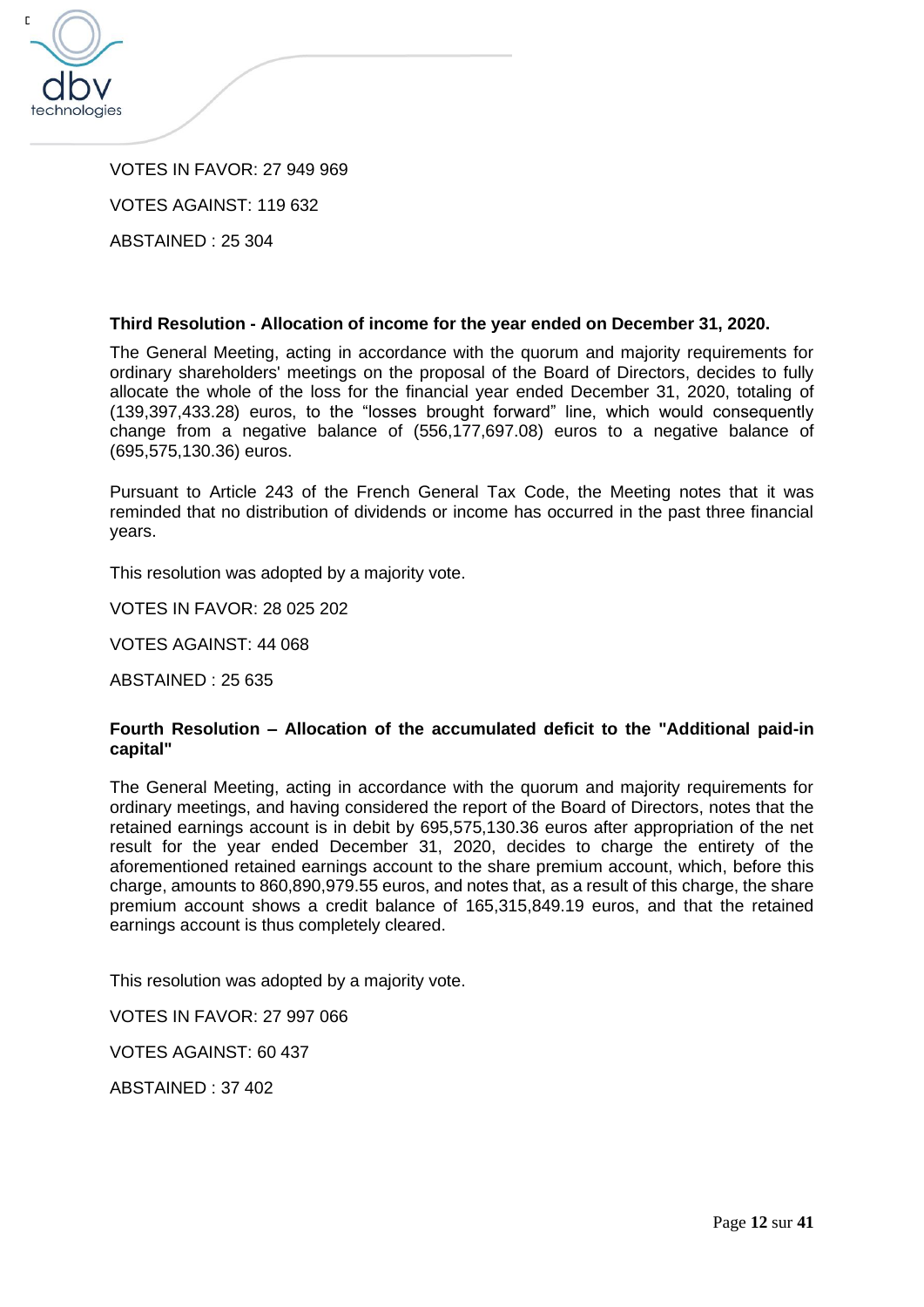VOTES IN FAVOR: 27 949 969

VOTES AGAINST: 119 632

ABSTAINED : 25 304

**Third Resolution - Allocation of income for the year ended on December 31, 2020.**

The General Meeting, acting in accordance with the quorum and majority requirements for ordinary shareholders' meetings on the proposal of the Board of Directors, decides to fully allocate the whole of the loss for the financial year ended December 31, 2020, totaling of (139,397,433.28) euros, to the "losses brought forward" line, which would consequently change from a negative balance of (556,177,697.08) euros to a negative balance of (695,575,130.36) euros.

Pursuant to Article 243 of the French General Tax Code, the Meeting notes that it was reminded that no distribution of dividends or income has occurred in the past three financial years.

This resolution was adopted by a majority vote.

VOTES IN FAVOR: 28 025 202

VOTES AGAINST: 44 068

ABSTAINED : 25 635

**Fourth Resolution – Allocation of the accumulated deficit to the "Additional paid-in capital"**

The General Meeting, acting in accordance with the quorum and majority requirements for ordinary meetings, and having considered the report of the Board of Directors, notes that the retained earnings account is in debit by 695,575,130.36 euros after appropriation of the net result for the year ended December 31, 2020, decides to charge the entirety of the aforementioned retained earnings account to the share premium account, which, before this charge, amounts to 860,890,979.55 euros, and notes that, as a result of this charge, the share premium account shows a credit balance of 165,315,849.19 euros, and that the retained earnings account is thus completely cleared.

This resolution was adopted by a majority vote.

VOTES IN FAVOR: 27 997 066

VOTES AGAINST: 60 437

ABSTAINED : 37 402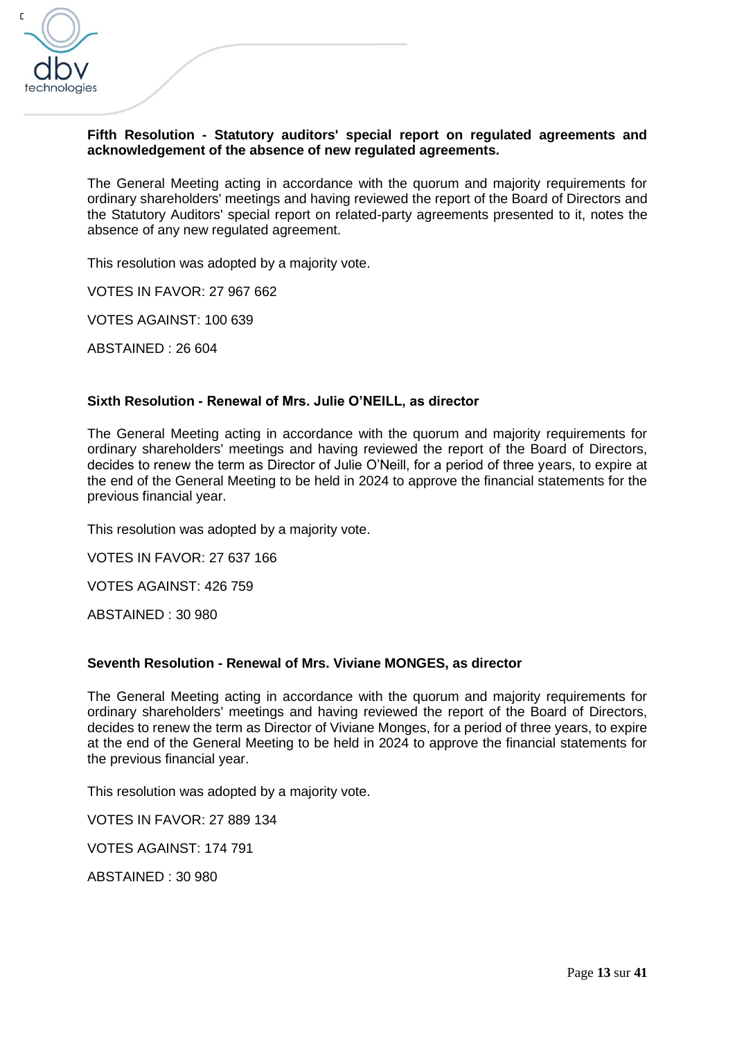**Fifth Resolution - Statutory auditors' special report on regulated agreements and acknowledgement of the absence of new regulated agreements.**

The General Meeting acting in accordance with the quorum and majority requirements for ordinary shareholders' meetings and having reviewed the report of the Board of Directors and the Statutory Auditors' special report on related-party agreements presented to it, notes the absence of any new regulated agreement.

This resolution was adopted by a majority vote.

VOTES IN FAVOR: 27 967 662

VOTES AGAINST: 100 639

ABSTAINED : 26 604

**Sixth Resolution - Renewal of Mrs. Julie O'NEILL, as director**

The General Meeting acting in accordance with the quorum and majority requirements for ordinary shareholders' meetings and having reviewed the report of the Board of Directors, decides to renew the term as Director of Julie O'Neill, for a period of three years, to expire at the end of the General Meeting to be held in 2024 to approve the financial statements for the previous financial year.

This resolution was adopted by a majority vote.

VOTES IN FAVOR: 27 637 166

VOTES AGAINST: 426 759

ABSTAINED : 30 980

**Seventh Resolution - Renewal of Mrs. Viviane MONGES, as director**

The General Meeting acting in accordance with the quorum and majority requirements for ordinary shareholders' meetings and having reviewed the report of the Board of Directors, decides to renew the term as Director of Viviane Monges, for a period of three years, to expire at the end of the General Meeting to be held in 2024 to approve the financial statements for the previous financial year.

This resolution was adopted by a majority vote.

VOTES IN FAVOR: 27 889 134

VOTES AGAINST: 174 791

ABSTAINED : 30 980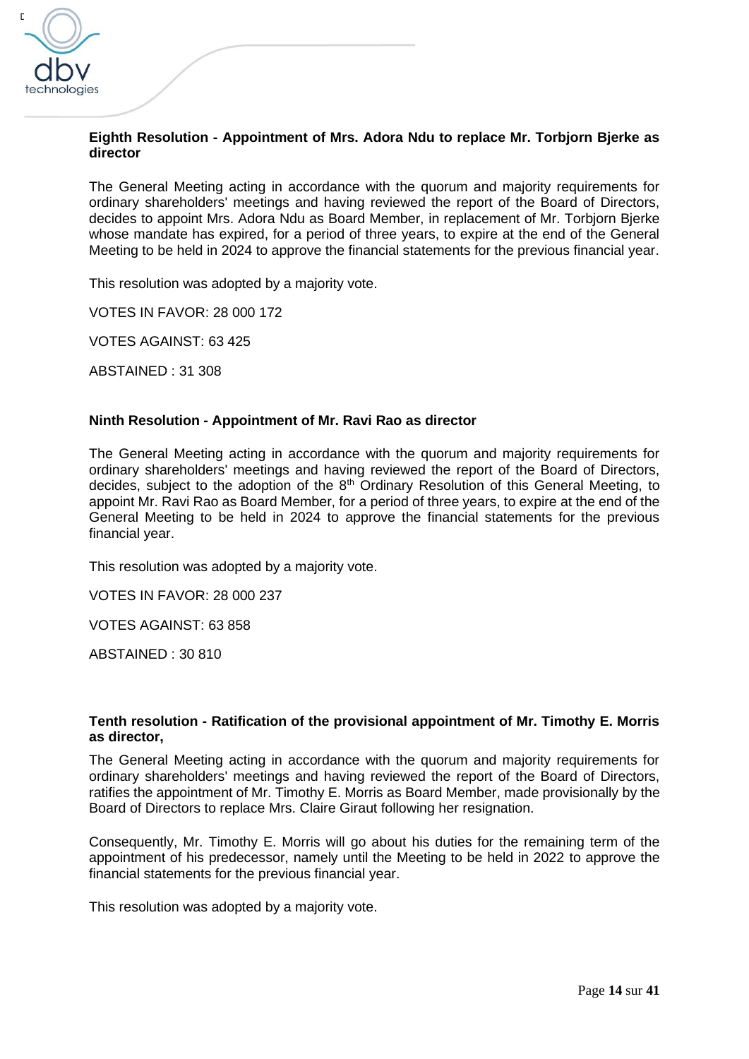**Eighth Resolution - Appointment of Mrs. Adora Ndu to replace Mr. Torbjorn Bjerke as director**

The General Meeting acting in accordance with the quorum and majority requirements for ordinary shareholders' meetings and having reviewed the report of the Board of Directors, decides to appoint Mrs. Adora Ndu as Board Member, in replacement of Mr. Torbjorn Bjerke whose mandate has expired, for a period of three years, to expire at the end of the General Meeting to be held in 2024 to approve the financial statements for the previous financial year.

This resolution was adopted by a majority vote.

VOTES IN FAVOR: 28 000 172

VOTES AGAINST: 63 425

ABSTAINED : 31 308

**Ninth Resolution - Appointment of Mr. Ravi Rao as director**

The General Meeting acting in accordance with the quorum and majority requirements for ordinary shareholders' meetings and having reviewed the report of the Board of Directors, decides, subject to the adoption of the 8th Ordinary Resolution of this General Meeting, to appoint Mr. Ravi Rao as Board Member, for a period of three years, to expire at the end of the General Meeting to be held in 2024 to approve the financial statements for the previous financial year.

This resolution was adopted by a majority vote.

VOTES IN FAVOR: 28 000 237

VOTES AGAINST: 63 858

ABSTAINED : 30 810

**Tenth resolution - Ratification of the provisional appointment of Mr. Timothy E. Morris as director,**

The General Meeting acting in accordance with the quorum and majority requirements for ordinary shareholders' meetings and having reviewed the report of the Board of Directors, ratifies the appointment of Mr. Timothy E. Morris as Board Member, made provisionally by the Board of Directors to replace Mrs. Claire Giraut following her resignation.

Consequently, Mr. Timothy E. Morris will go about his duties for the remaining term of the appointment of his predecessor, namely until the Meeting to be held in 2022 to approve the financial statements for the previous financial year.

This resolution was adopted by a majority vote.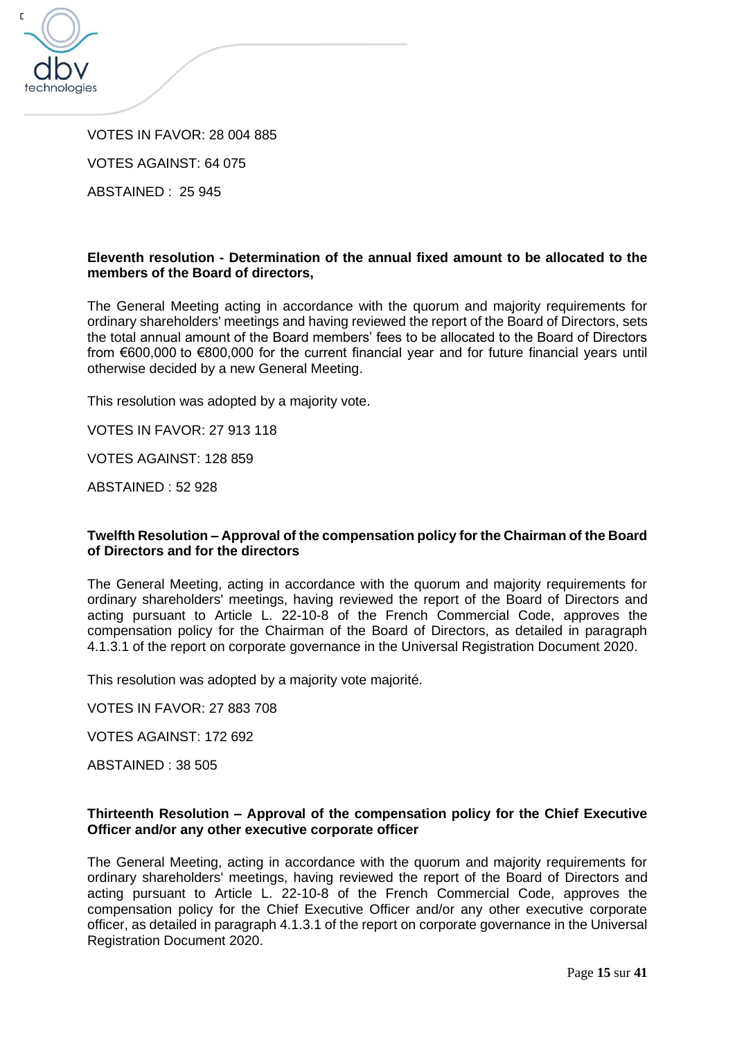VOTES IN FAVOR: 28 004 885

VOTES AGAINST: 64 075

ABSTAINED : 25 945

**Eleventh resolution - Determination of the annual fixed amount to be allocated to the members of the Board of directors,**

The General Meeting acting in accordance with the quorum and majority requirements for ordinary shareholders' meetings and having reviewed the report of the Board of Directors, sets the total annual amount of the Board members' fees to be allocated to the Board of Directors from €600,000 to €800,000 for the current financial year and for future financial years until otherwise decided by a new General Meeting.

This resolution was adopted by a majority vote.

VOTES IN FAVOR: 27 913 118

VOTES AGAINST: 128 859

ABSTAINED : 52 928

**Twelfth Resolution – Approval of the compensation policy for the Chairman of the Board of Directors and for the directors**

The General Meeting, acting in accordance with the quorum and majority requirements for ordinary shareholders' meetings, having reviewed the report of the Board of Directors and acting pursuant to Article L. 22-10-8 of the French Commercial Code, approves the compensation policy for the Chairman of the Board of Directors, as detailed in paragraph 4.1.3.1 of the report on corporate governance in the Universal Registration Document 2020.

This resolution was adopted by a majority vote majorité.

VOTES IN FAVOR: 27 883 708

VOTES AGAINST: 172 692

ABSTAINED : 38 505

**Thirteenth Resolution – Approval of the compensation policy for the Chief Executive Officer and/or any other executive corporate officer**

The General Meeting, acting in accordance with the quorum and majority requirements for ordinary shareholders' meetings, having reviewed the report of the Board of Directors and acting pursuant to Article L. 22-10-8 of the French Commercial Code, approves the compensation policy for the Chief Executive Officer and/or any other executive corporate officer, as detailed in paragraph 4.1.3.1 of the report on corporate governance in the Universal Registration Document 2020.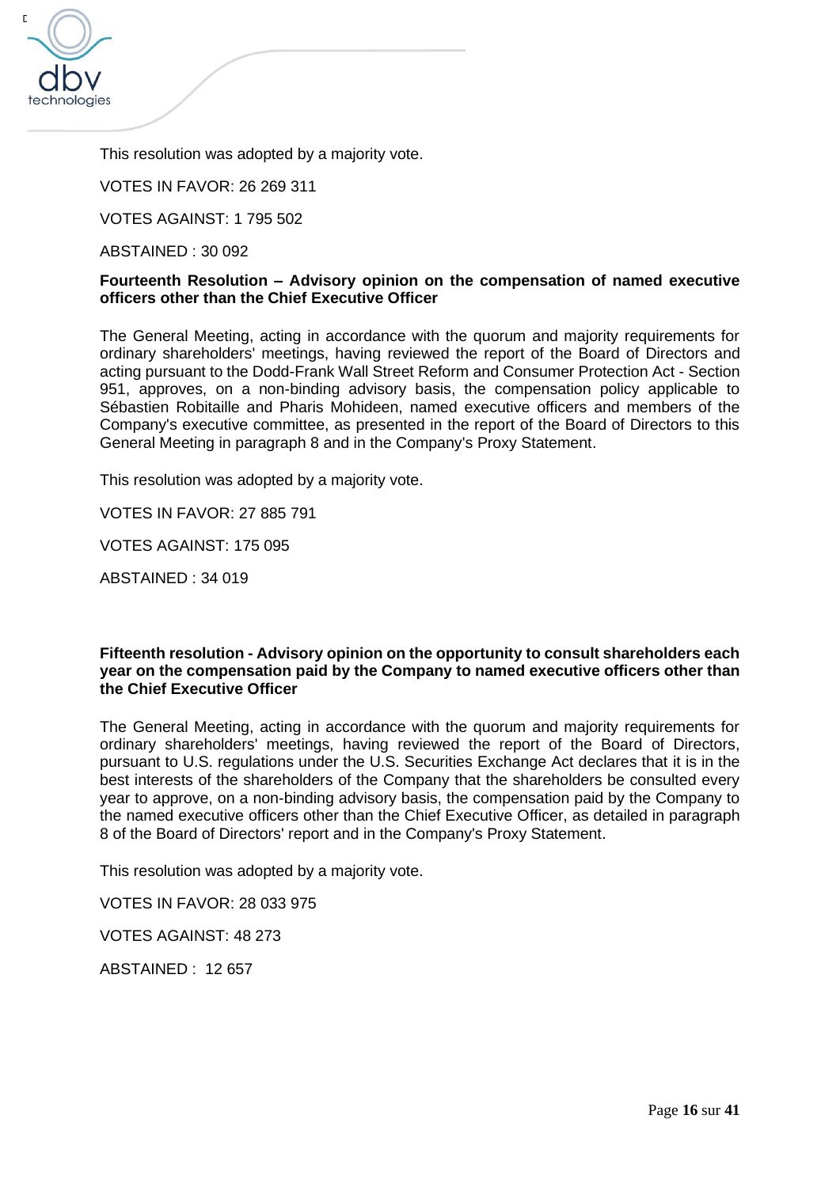This resolution was adopted by a majority vote.

VOTES IN FAVOR: 26 269 311

VOTES AGAINST: 1 795 502

ABSTAINED : 30 092

**Fourteenth Resolution – Advisory opinion on the compensation of named executive officers other than the Chief Executive Officer**

The General Meeting, acting in accordance with the quorum and majority requirements for ordinary shareholders' meetings, having reviewed the report of the Board of Directors and acting pursuant to the Dodd-Frank Wall Street Reform and Consumer Protection Act - Section 951, approves, on a non-binding advisory basis, the compensation policy applicable to Sébastien Robitaille and Pharis Mohideen, named executive officers and members of the Company's executive committee, as presented in the report of the Board of Directors to this General Meeting in paragraph 8 and in the Company's Proxy Statement.

This resolution was adopted by a majority vote.

VOTES IN FAVOR: 27 885 791

VOTES AGAINST: 175 095

ABSTAINED : 34 019

**Fifteenth resolution - Advisory opinion on the opportunity to consult shareholders each year on the compensation paid by the Company to named executive officers other than the Chief Executive Officer**

The General Meeting, acting in accordance with the quorum and majority requirements for ordinary shareholders' meetings, having reviewed the report of the Board of Directors, pursuant to U.S. regulations under the U.S. Securities Exchange Act declares that it is in the best interests of the shareholders of the Company that the shareholders be consulted every year to approve, on a non-binding advisory basis, the compensation paid by the Company to the named executive officers other than the Chief Executive Officer, as detailed in paragraph 8 of the Board of Directors' report and in the Company's Proxy Statement.

This resolution was adopted by a majority vote.

VOTES IN FAVOR: 28 033 975

VOTES AGAINST: 48 273

ABSTAINED : 12 657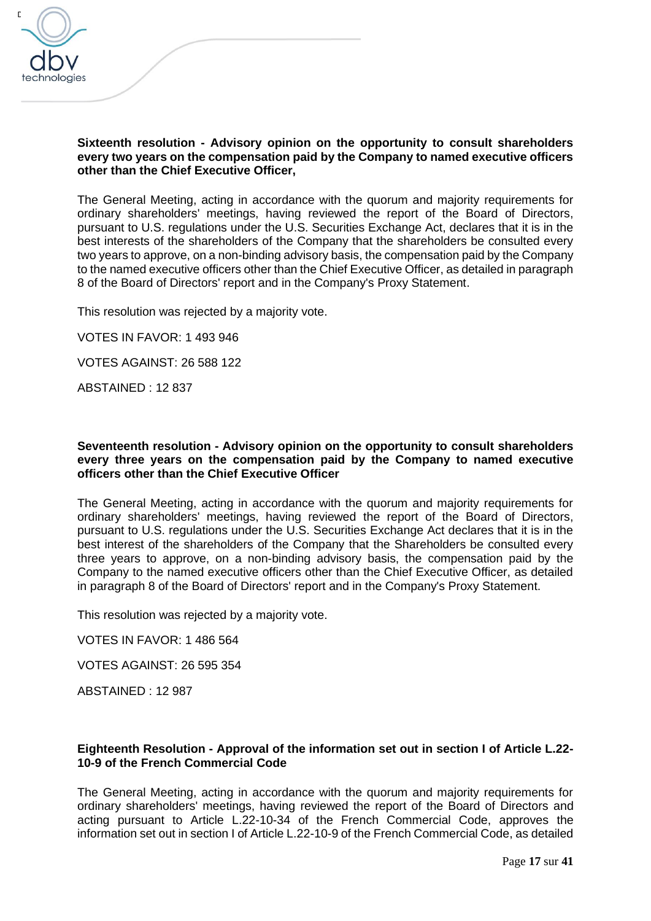**Sixteenth resolution - Advisory opinion on the opportunity to consult shareholders every two years on the compensation paid by the Company to named executive officers other than the Chief Executive Officer,**

The General Meeting, acting in accordance with the quorum and majority requirements for ordinary shareholders' meetings, having reviewed the report of the Board of Directors, pursuant to U.S. regulations under the U.S. Securities Exchange Act, declares that it is in the best interests of the shareholders of the Company that the shareholders be consulted every two years to approve, on a non-binding advisory basis, the compensation paid by the Company to the named executive officers other than the Chief Executive Officer, as detailed in paragraph 8 of the Board of Directors' report and in the Company's Proxy Statement.

This resolution was rejected by a majority vote.

VOTES IN FAVOR: 1 493 946

VOTES AGAINST: 26 588 122

ABSTAINED : 12 837

**Seventeenth resolution - Advisory opinion on the opportunity to consult shareholders every three years on the compensation paid by the Company to named executive officers other than the Chief Executive Officer**

The General Meeting, acting in accordance with the quorum and majority requirements for ordinary shareholders' meetings, having reviewed the report of the Board of Directors, pursuant to U.S. regulations under the U.S. Securities Exchange Act declares that it is in the best interest of the shareholders of the Company that the Shareholders be consulted every three years to approve, on a non-binding advisory basis, the compensation paid by the Company to the named executive officers other than the Chief Executive Officer, as detailed in paragraph 8 of the Board of Directors' report and in the Company's Proxy Statement.

This resolution was rejected by a majority vote.

VOTES IN FAVOR: 1 486 564

VOTES AGAINST: 26 595 354

ABSTAINED : 12 987

**Eighteenth Resolution - Approval of the information set out in section I of Article L.22-10-9 of the French Commercial Code**

The General Meeting, acting in accordance with the quorum and majority requirements for ordinary shareholders' meetings, having reviewed the report of the Board of Directors and acting pursuant to Article L.22-10-34 of the French Commercial Code, approves the information set out in section I of Article L.22-10-9 of the French Commercial Code, as detailed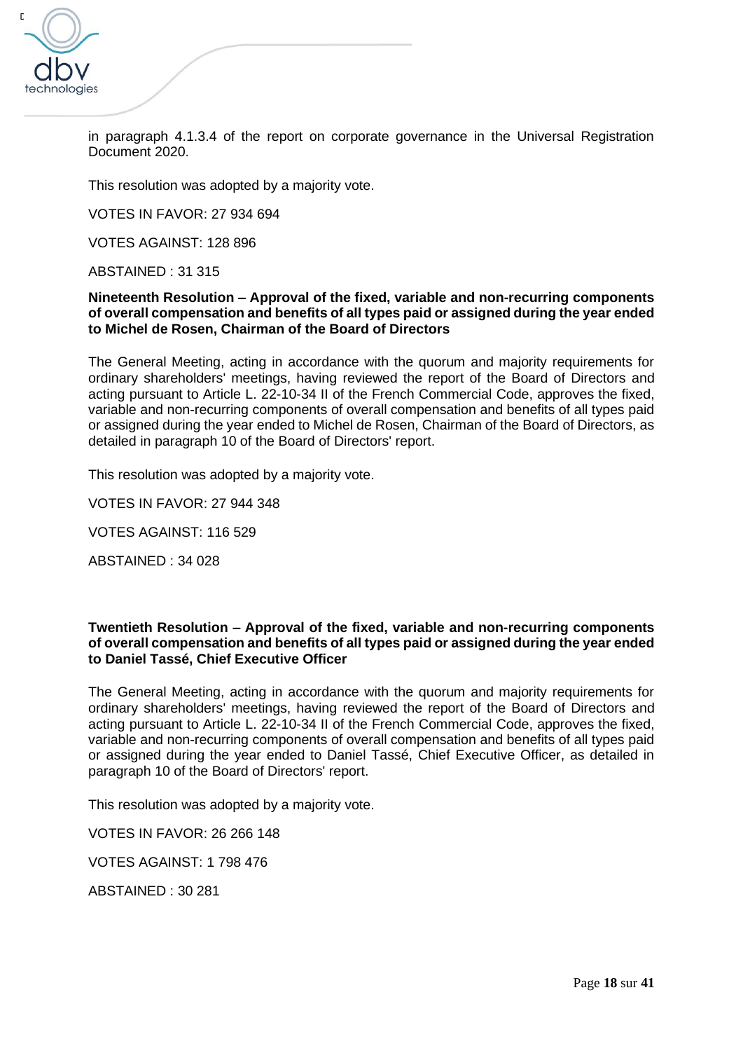in paragraph 4.1.3.4 of the report on corporate governance in the Universal Registration Document 2020.

This resolution was adopted by a majority vote.

VOTES IN FAVOR: 27 934 694

VOTES AGAINST: 128 896

ABSTAINED : 31 315

**Nineteenth Resolution – Approval of the fixed, variable and non-recurring components of overall compensation and benefits of all types paid or assigned during the year ended to Michel de Rosen, Chairman of the Board of Directors**

The General Meeting, acting in accordance with the quorum and majority requirements for ordinary shareholders' meetings, having reviewed the report of the Board of Directors and acting pursuant to Article L. 22-10-34 II of the French Commercial Code, approves the fixed, variable and non-recurring components of overall compensation and benefits of all types paid or assigned during the year ended to Michel de Rosen, Chairman of the Board of Directors, as detailed in paragraph 10 of the Board of Directors' report.

This resolution was adopted by a majority vote.

VOTES IN FAVOR: 27 944 348

VOTES AGAINST: 116 529

ABSTAINED : 34 028

**Twentieth Resolution – Approval of the fixed, variable and non-recurring components of overall compensation and benefits of all types paid or assigned during the year ended to Daniel Tassé, Chief Executive Officer**

The General Meeting, acting in accordance with the quorum and majority requirements for ordinary shareholders' meetings, having reviewed the report of the Board of Directors and acting pursuant to Article L. 22-10-34 II of the French Commercial Code, approves the fixed, variable and non-recurring components of overall compensation and benefits of all types paid or assigned during the year ended to Daniel Tassé, Chief Executive Officer, as detailed in paragraph 10 of the Board of Directors' report.

This resolution was adopted by a majority vote.

VOTES IN FAVOR: 26 266 148

VOTES AGAINST: 1 798 476

ABSTAINED : 30 281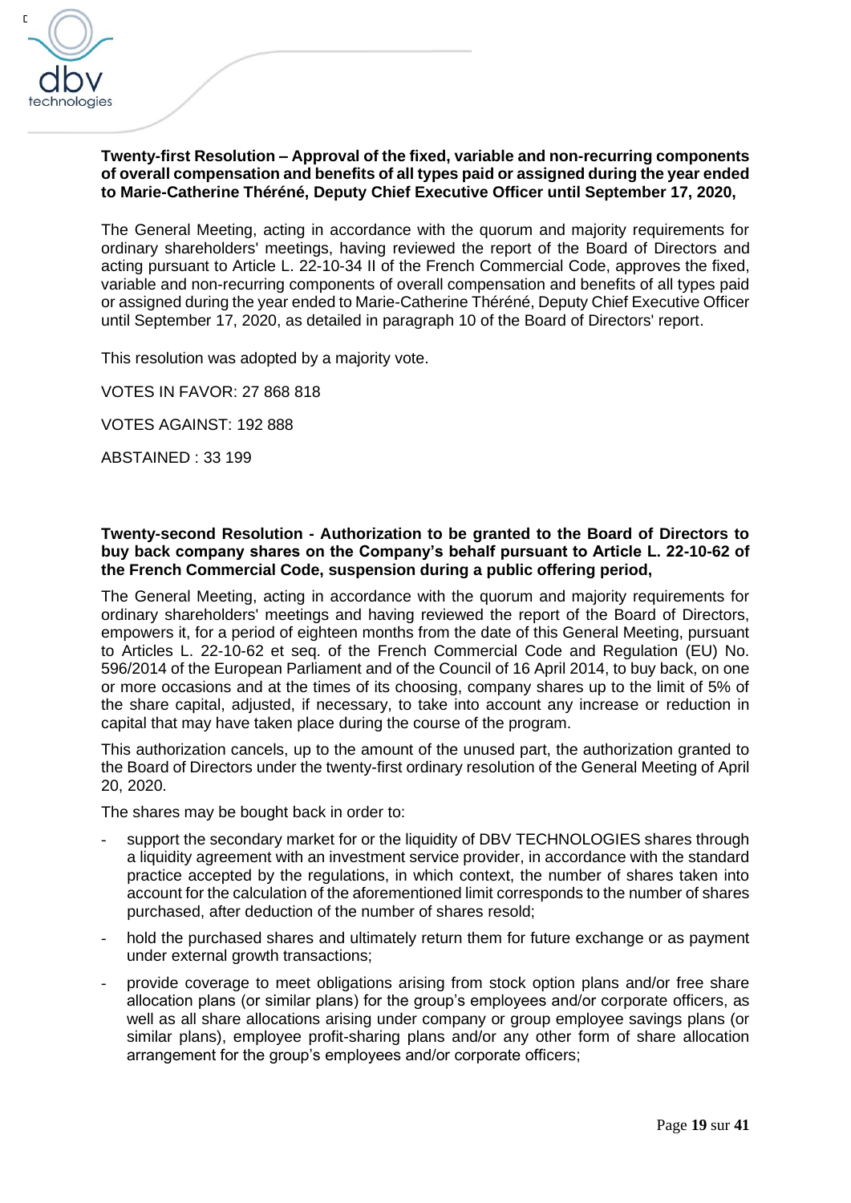**Twenty-first Resolution – Approval of the fixed, variable and non-recurring components of overall compensation and benefits of all types paid or assigned during the year ended to Marie-Catherine Théréné, Deputy Chief Executive Officer until September 17, 2020,**

The General Meeting, acting in accordance with the quorum and majority requirements for ordinary shareholders' meetings, having reviewed the report of the Board of Directors and acting pursuant to Article L. 22-10-34 II of the French Commercial Code, approves the fixed, variable and non-recurring components of overall compensation and benefits of all types paid or assigned during the year ended to Marie-Catherine Théréné, Deputy Chief Executive Officer until September 17, 2020, as detailed in paragraph 10 of the Board of Directors' report.

This resolution was adopted by a majority vote.

VOTES IN FAVOR: 27 868 818

VOTES AGAINST: 192 888

ABSTAINED : 33 199

**Twenty-second Resolution - Authorization to be granted to the Board of Directors to buy back company shares on the Company's behalf pursuant to Article L. 22-10-62 of the French Commercial Code, suspension during a public offering period,**

The General Meeting, acting in accordance with the quorum and majority requirements for ordinary shareholders' meetings and having reviewed the report of the Board of Directors, empowers it, for a period of eighteen months from the date of this General Meeting, pursuant to Articles L. 22-10-62 et seq. of the French Commercial Code and Regulation (EU) No. 596/2014 of the European Parliament and of the Council of 16 April 2014, to buy back, on one or more occasions and at the times of its choosing, company shares up to the limit of 5% of the share capital, adjusted, if necessary, to take into account any increase or reduction in capital that may have taken place during the course of the program.

This authorization cancels, up to the amount of the unused part, the authorization granted to the Board of Directors under the twenty-first ordinary resolution of the General Meeting of April 20, 2020.

The shares may be bought back in order to:

- support the secondary market for or the liquidity of DBV TECHNOLOGIES shares through a liquidity agreement with an investment service provider, in accordance with the standard practice accepted by the regulations, in which context, the number of shares taken into account for the calculation of the aforementioned limit corresponds to the number of shares purchased, after deduction of the number of shares resold;
- hold the purchased shares and ultimately return them for future exchange or as payment under external growth transactions;
- provide coverage to meet obligations arising from stock option plans and/or free share allocation plans (or similar plans) for the group's employees and/or corporate officers, as well as all share allocations arising under company or group employee savings plans (or similar plans), employee profit-sharing plans and/or any other form of share allocation arrangement for the group's employees and/or corporate officers;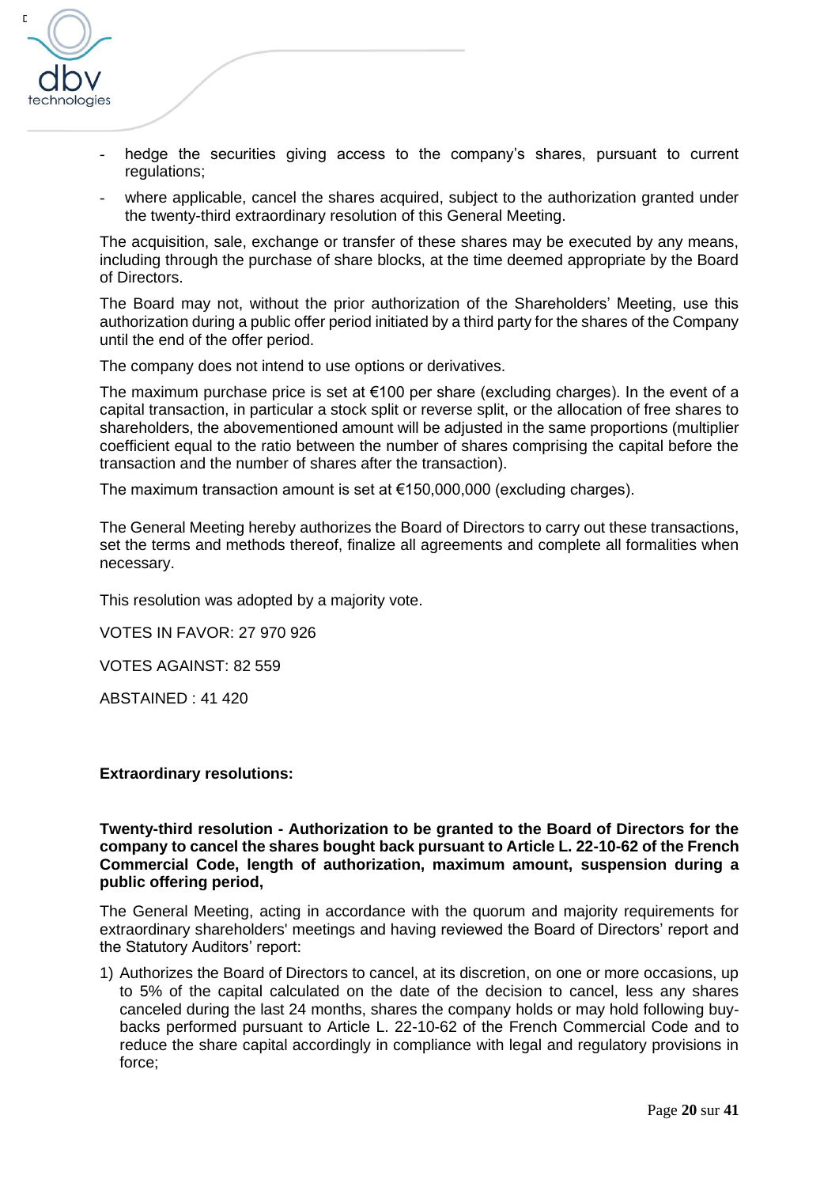- hedge the securities giving access to the company's shares, pursuant to current regulations;
- where applicable, cancel the shares acquired, subject to the authorization granted under the twenty-third extraordinary resolution of this General Meeting.

The acquisition, sale, exchange or transfer of these shares may be executed by any means, including through the purchase of share blocks, at the time deemed appropriate by the Board of Directors.

The Board may not, without the prior authorization of the Shareholders' Meeting, use this authorization during a public offer period initiated by a third party for the shares of the Company until the end of the offer period.

The company does not intend to use options or derivatives.

The maximum purchase price is set at €100 per share (excluding charges). In the event of a capital transaction, in particular a stock split or reverse split, or the allocation of free shares to shareholders, the abovementioned amount will be adjusted in the same proportions (multiplier coefficient equal to the ratio between the number of shares comprising the capital before the transaction and the number of shares after the transaction).

The maximum transaction amount is set at €150,000,000 (excluding charges).

The General Meeting hereby authorizes the Board of Directors to carry out these transactions, set the terms and methods thereof, finalize all agreements and complete all formalities when necessary.

This resolution was adopted by a majority vote.

VOTES IN FAVOR: 27 970 926

VOTES AGAINST: 82 559

ABSTAINED : 41 420

**Extraordinary resolutions:**

**Twenty-third resolution - Authorization to be granted to the Board of Directors for the company to cancel the shares bought back pursuant to Article L. 22-10-62 of the French Commercial Code, length of authorization, maximum amount, suspension during a public offering period,**

The General Meeting, acting in accordance with the quorum and majority requirements for extraordinary shareholders' meetings and having reviewed the Board of Directors' report and the Statutory Auditors' report:

1) Authorizes the Board of Directors to cancel, at its discretion, on one or more occasions, up to 5% of the capital calculated on the date of the decision to cancel, less any shares canceled during the last 24 months, shares the company holds or may hold following buy-backs performed pursuant to Article L. 22-10-62 of the French Commercial Code and to reduce the share capital accordingly in compliance with legal and regulatory provisions in force;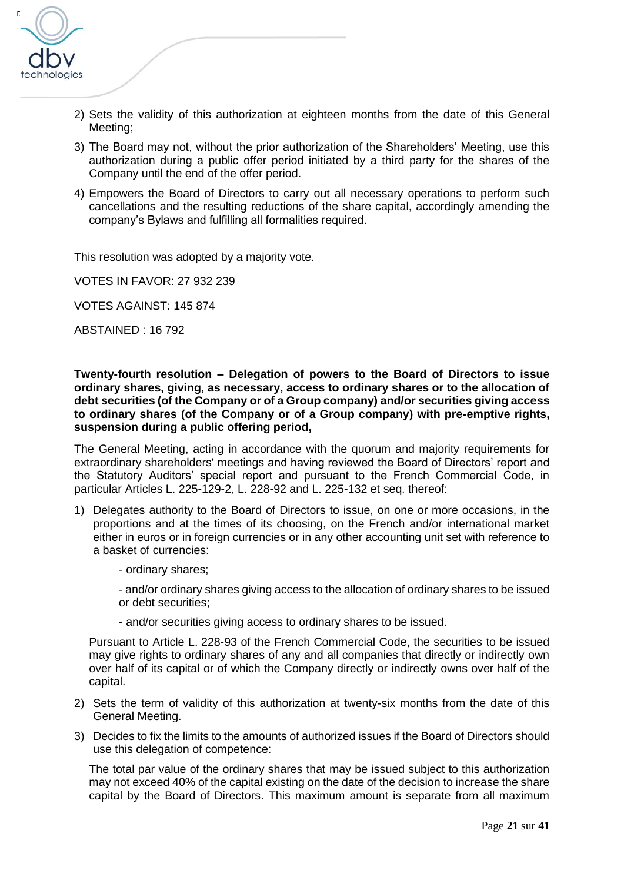2) Sets the validity of this authorization at eighteen months from the date of this General Meeting;

3) The Board may not, without the prior authorization of the Shareholders' Meeting, use this authorization during a public offer period initiated by a third party for the shares of the Company until the end of the offer period.

4) Empowers the Board of Directors to carry out all necessary operations to perform such cancellations and the resulting reductions of the share capital, accordingly amending the company's Bylaws and fulfilling all formalities required.

This resolution was adopted by a majority vote.

VOTES IN FAVOR: 27 932 239

VOTES AGAINST: 145 874

ABSTAINED : 16 792

**Twenty-fourth resolution – Delegation of powers to the Board of Directors to issue ordinary shares, giving, as necessary, access to ordinary shares or to the allocation of debt securities (of the Company or of a Group company) and/or securities giving access to ordinary shares (of the Company or of a Group company) with pre-emptive rights, suspension during a public offering period,**

The General Meeting, acting in accordance with the quorum and majority requirements for extraordinary shareholders' meetings and having reviewed the Board of Directors' report and the Statutory Auditors' special report and pursuant to the French Commercial Code, in particular Articles L. 225-129-2, L. 228-92 and L. 225-132 et seq. thereof:

1) Delegates authority to the Board of Directors to issue, on one or more occasions, in the proportions and at the times of its choosing, on the French and/or international market either in euros or in foreign currencies or in any other accounting unit set with reference to a basket of currencies:

   - ordinary shares;

   - and/or ordinary shares giving access to the allocation of ordinary shares to be issued or debt securities;

   - and/or securities giving access to ordinary shares to be issued.

   Pursuant to Article L. 228-93 of the French Commercial Code, the securities to be issued may give rights to ordinary shares of any and all companies that directly or indirectly own over half of its capital or of which the Company directly or indirectly owns over half of the capital.

2) Sets the term of validity of this authorization at twenty-six months from the date of this General Meeting.

3) Decides to fix the limits to the amounts of authorized issues if the Board of Directors should use this delegation of competence:

   The total par value of the ordinary shares that may be issued subject to this authorization may not exceed 40% of the capital existing on the date of the decision to increase the share capital by the Board of Directors. This maximum amount is separate from all maximum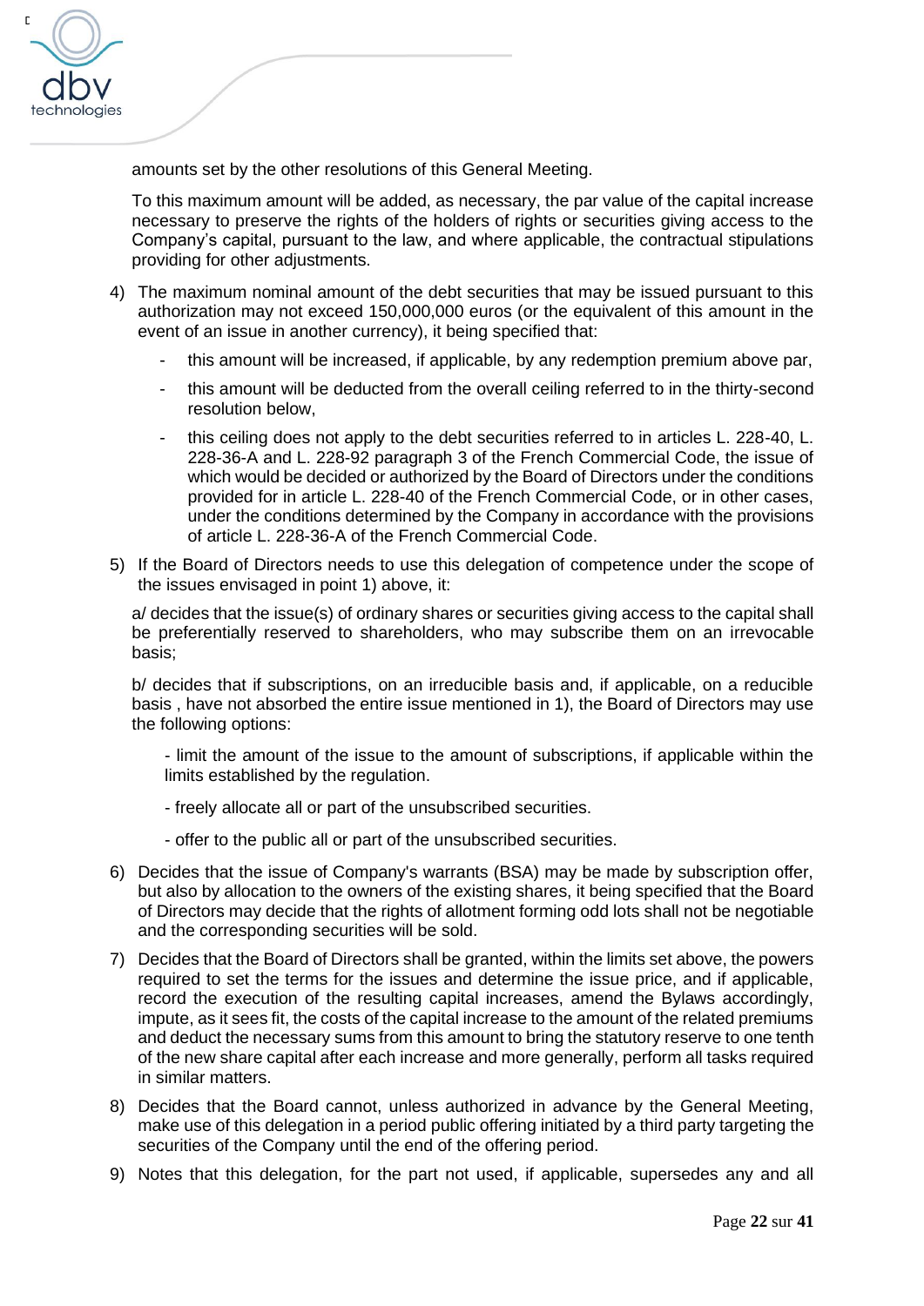amounts set by the other resolutions of this General Meeting.

To this maximum amount will be added, as necessary, the par value of the capital increase necessary to preserve the rights of the holders of rights or securities giving access to the Company's capital, pursuant to the law, and where applicable, the contractual stipulations providing for other adjustments.

4) The maximum nominal amount of the debt securities that may be issued pursuant to this authorization may not exceed 150,000,000 euros (or the equivalent of this amount in the event of an issue in another currency), it being specified that:

   - this amount will be increased, if applicable, by any redemption premium above par,
   - this amount will be deducted from the overall ceiling referred to in the thirty-second resolution below,
   - this ceiling does not apply to the debt securities referred to in articles L. 228-40, L. 228-36-A and L. 228-92 paragraph 3 of the French Commercial Code, the issue of which would be decided or authorized by the Board of Directors under the conditions provided for in article L. 228-40 of the French Commercial Code, or in other cases, under the conditions determined by the Company in accordance with the provisions of article L. 228-36-A of the French Commercial Code.

5) If the Board of Directors needs to use this delegation of competence under the scope of the issues envisaged in point 1) above, it:

   a/ decides that the issue(s) of ordinary shares or securities giving access to the capital shall be preferentially reserved to shareholders, who may subscribe them on an irrevocable basis;

   b/ decides that if subscriptions, on an irreducible basis and, if applicable, on a reducible basis , have not absorbed the entire issue mentioned in 1), the Board of Directors may use the following options:

   - limit the amount of the issue to the amount of subscriptions, if applicable within the limits established by the regulation.
   - freely allocate all or part of the unsubscribed securities.
   - offer to the public all or part of the unsubscribed securities.

6) Decides that the issue of Company's warrants (BSA) may be made by subscription offer, but also by allocation to the owners of the existing shares, it being specified that the Board of Directors may decide that the rights of allotment forming odd lots shall not be negotiable and the corresponding securities will be sold.

7) Decides that the Board of Directors shall be granted, within the limits set above, the powers required to set the terms for the issues and determine the issue price, and if applicable, record the execution of the resulting capital increases, amend the Bylaws accordingly, impute, as it sees fit, the costs of the capital increase to the amount of the related premiums and deduct the necessary sums from this amount to bring the statutory reserve to one tenth of the new share capital after each increase and more generally, perform all tasks required in similar matters.

8) Decides that the Board cannot, unless authorized in advance by the General Meeting, make use of this delegation in a period public offering initiated by a third party targeting the securities of the Company until the end of the offering period.

9) Notes that this delegation, for the part not used, if applicable, supersedes any and all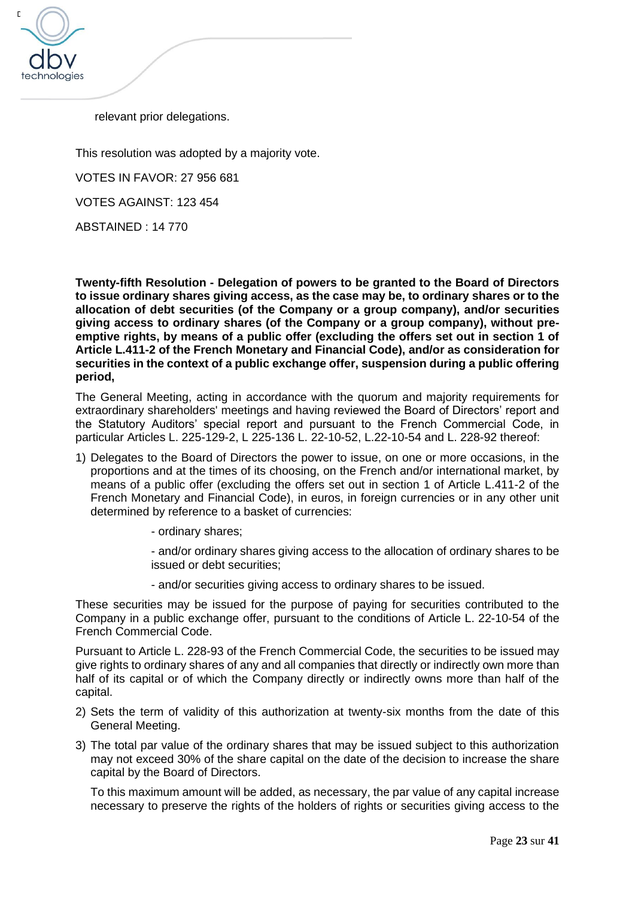relevant prior delegations.

This resolution was adopted by a majority vote.

VOTES IN FAVOR: 27 956 681

VOTES AGAINST: 123 454

ABSTAINED : 14 770

**Twenty-fifth Resolution - Delegation of powers to be granted to the Board of Directors to issue ordinary shares giving access, as the case may be, to ordinary shares or to the allocation of debt securities (of the Company or a group company), and/or securities giving access to ordinary shares (of the Company or a group company), without pre-emptive rights, by means of a public offer (excluding the offers set out in section 1 of Article L.411-2 of the French Monetary and Financial Code), and/or as consideration for securities in the context of a public exchange offer, suspension during a public offering period,**

The General Meeting, acting in accordance with the quorum and majority requirements for extraordinary shareholders' meetings and having reviewed the Board of Directors' report and the Statutory Auditors' special report and pursuant to the French Commercial Code, in particular Articles L. 225-129-2, L 225-136 L. 22-10-52, L.22-10-54 and L. 228-92 thereof:

1) Delegates to the Board of Directors the power to issue, on one or more occasions, in the proportions and at the times of its choosing, on the French and/or international market, by means of a public offer (excluding the offers set out in section 1 of Article L.411-2 of the French Monetary and Financial Code), in euros, in foreign currencies or in any other unit determined by reference to a basket of currencies:

   - ordinary shares;

   - and/or ordinary shares giving access to the allocation of ordinary shares to be issued or debt securities;

   - and/or securities giving access to ordinary shares to be issued.

These securities may be issued for the purpose of paying for securities contributed to the Company in a public exchange offer, pursuant to the conditions of Article L. 22-10-54 of the French Commercial Code.

Pursuant to Article L. 228-93 of the French Commercial Code, the securities to be issued may give rights to ordinary shares of any and all companies that directly or indirectly own more than half of its capital or of which the Company directly or indirectly owns more than half of the capital.

2) Sets the term of validity of this authorization at twenty-six months from the date of this General Meeting.

3) The total par value of the ordinary shares that may be issued subject to this authorization may not exceed 30% of the share capital on the date of the decision to increase the share capital by the Board of Directors.

   To this maximum amount will be added, as necessary, the par value of any capital increase necessary to preserve the rights of the holders of rights or securities giving access to the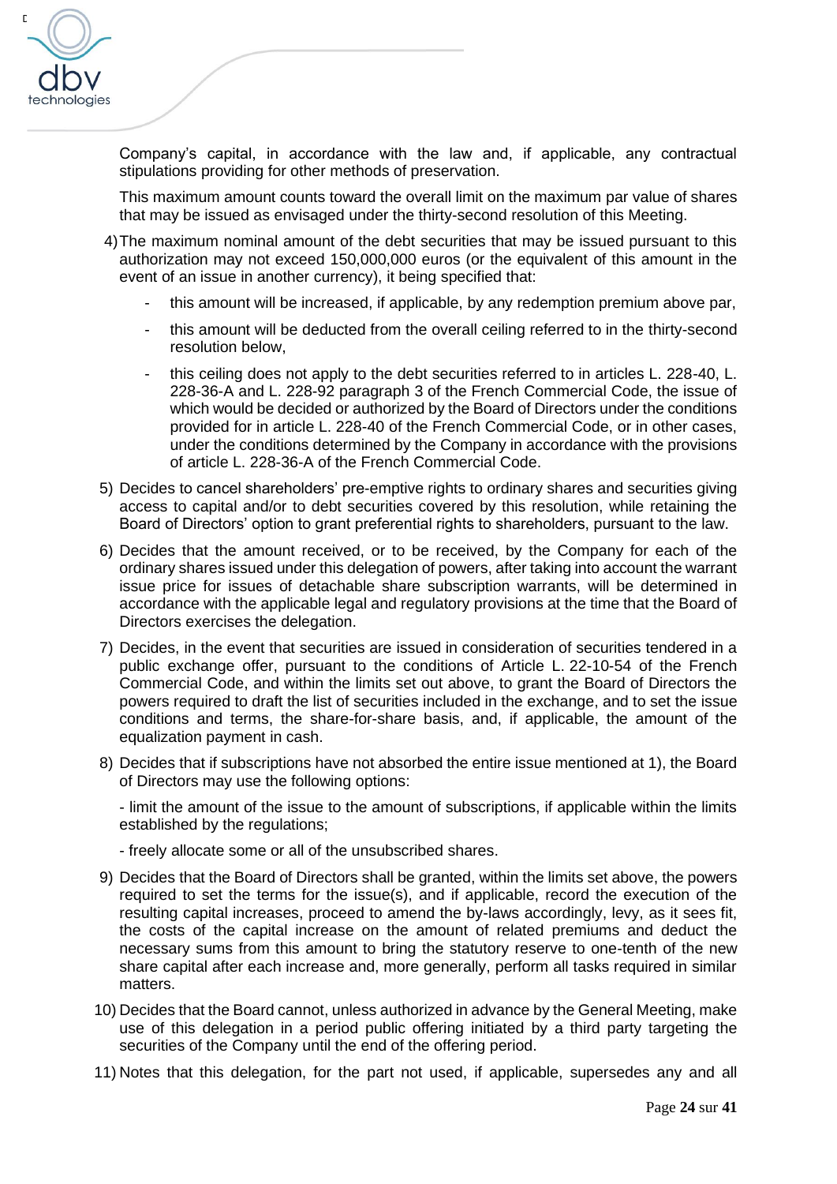Company's capital, in accordance with the law and, if applicable, any contractual stipulations providing for other methods of preservation.

This maximum amount counts toward the overall limit on the maximum par value of shares that may be issued as envisaged under the thirty-second resolution of this Meeting.

4) The maximum nominal amount of the debt securities that may be issued pursuant to this authorization may not exceed 150,000,000 euros (or the equivalent of this amount in the event of an issue in another currency), it being specified that:

   - this amount will be increased, if applicable, by any redemption premium above par,
   - this amount will be deducted from the overall ceiling referred to in the thirty-second resolution below,
   - this ceiling does not apply to the debt securities referred to in articles L. 228-40, L. 228-36-A and L. 228-92 paragraph 3 of the French Commercial Code, the issue of which would be decided or authorized by the Board of Directors under the conditions provided for in article L. 228-40 of the French Commercial Code, or in other cases, under the conditions determined by the Company in accordance with the provisions of article L. 228-36-A of the French Commercial Code.

5) Decides to cancel shareholders' pre-emptive rights to ordinary shares and securities giving access to capital and/or to debt securities covered by this resolution, while retaining the Board of Directors' option to grant preferential rights to shareholders, pursuant to the law.

6) Decides that the amount received, or to be received, by the Company for each of the ordinary shares issued under this delegation of powers, after taking into account the warrant issue price for issues of detachable share subscription warrants, will be determined in accordance with the applicable legal and regulatory provisions at the time that the Board of Directors exercises the delegation.

7) Decides, in the event that securities are issued in consideration of securities tendered in a public exchange offer, pursuant to the conditions of Article L. 22-10-54 of the French Commercial Code, and within the limits set out above, to grant the Board of Directors the powers required to draft the list of securities included in the exchange, and to set the issue conditions and terms, the share-for-share basis, and, if applicable, the amount of the equalization payment in cash.

8) Decides that if subscriptions have not absorbed the entire issue mentioned at 1), the Board of Directors may use the following options:

   - limit the amount of the issue to the amount of subscriptions, if applicable within the limits established by the regulations;

   - freely allocate some or all of the unsubscribed shares.

9) Decides that the Board of Directors shall be granted, within the limits set above, the powers required to set the terms for the issue(s), and if applicable, record the execution of the resulting capital increases, proceed to amend the by-laws accordingly, levy, as it sees fit, the costs of the capital increase on the amount of related premiums and deduct the necessary sums from this amount to bring the statutory reserve to one-tenth of the new share capital after each increase and, more generally, perform all tasks required in similar matters.

10) Decides that the Board cannot, unless authorized in advance by the General Meeting, make use of this delegation in a period public offering initiated by a third party targeting the securities of the Company until the end of the offering period.

11) Notes that this delegation, for the part not used, if applicable, supersedes any and all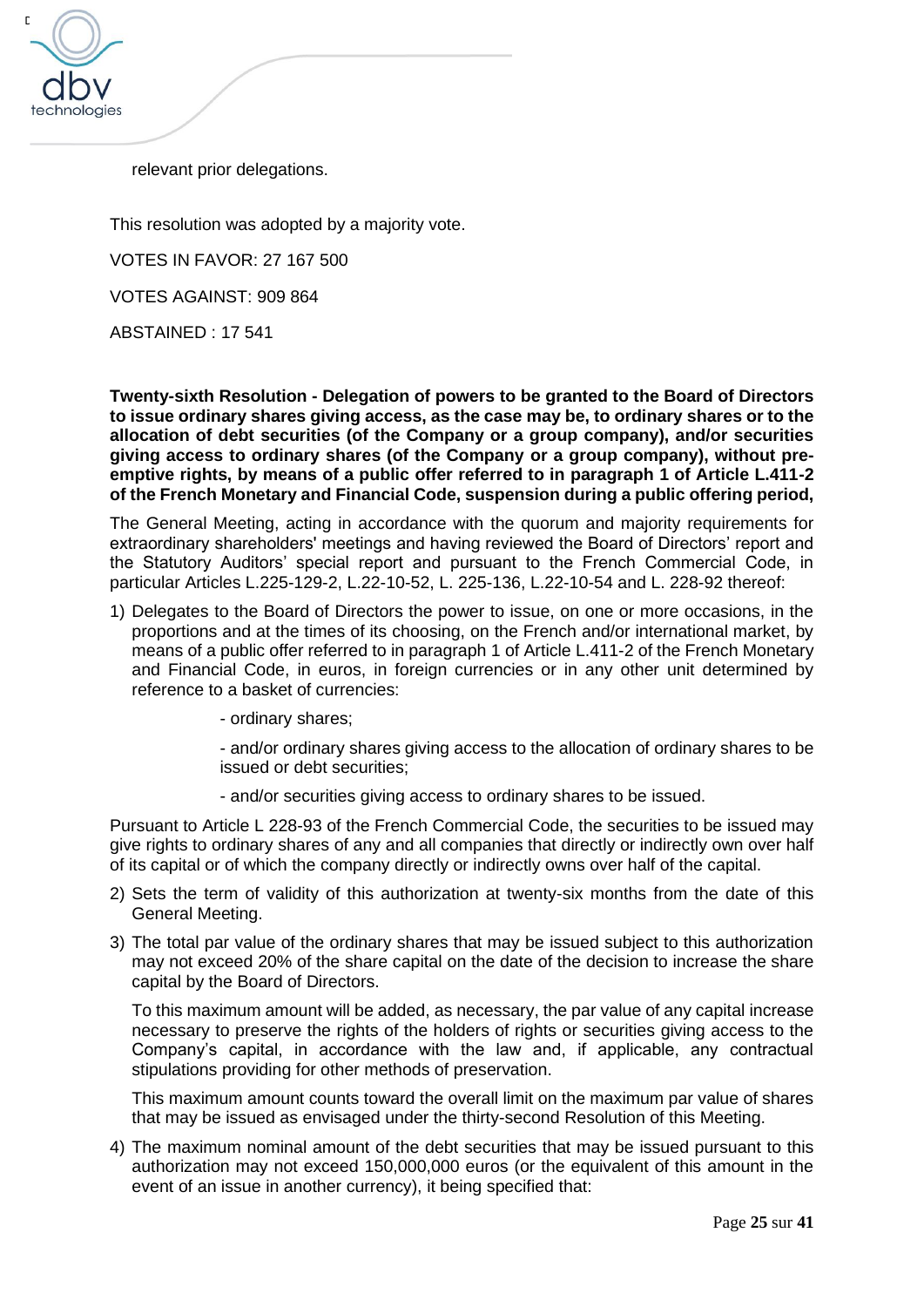relevant prior delegations.

This resolution was adopted by a majority vote.

VOTES IN FAVOR: 27 167 500

VOTES AGAINST: 909 864

ABSTAINED : 17 541

**Twenty-sixth Resolution - Delegation of powers to be granted to the Board of Directors to issue ordinary shares giving access, as the case may be, to ordinary shares or to the allocation of debt securities (of the Company or a group company), and/or securities giving access to ordinary shares (of the Company or a group company), without pre-emptive rights, by means of a public offer referred to in paragraph 1 of Article L.411-2 of the French Monetary and Financial Code, suspension during a public offering period,**

The General Meeting, acting in accordance with the quorum and majority requirements for extraordinary shareholders' meetings and having reviewed the Board of Directors' report and the Statutory Auditors' special report and pursuant to the French Commercial Code, in particular Articles L.225-129-2, L.22-10-52, L. 225-136, L.22-10-54 and L. 228-92 thereof:

1) Delegates to the Board of Directors the power to issue, on one or more occasions, in the proportions and at the times of its choosing, on the French and/or international market, by means of a public offer referred to in paragraph 1 of Article L.411-2 of the French Monetary and Financial Code, in euros, in foreign currencies or in any other unit determined by reference to a basket of currencies:

   - ordinary shares;

   - and/or ordinary shares giving access to the allocation of ordinary shares to be issued or debt securities;

   - and/or securities giving access to ordinary shares to be issued.

Pursuant to Article L 228-93 of the French Commercial Code, the securities to be issued may give rights to ordinary shares of any and all companies that directly or indirectly own over half of its capital or of which the company directly or indirectly owns over half of the capital.

2) Sets the term of validity of this authorization at twenty-six months from the date of this General Meeting.

3) The total par value of the ordinary shares that may be issued subject to this authorization may not exceed 20% of the share capital on the date of the decision to increase the share capital by the Board of Directors.

   To this maximum amount will be added, as necessary, the par value of any capital increase necessary to preserve the rights of the holders of rights or securities giving access to the Company's capital, in accordance with the law and, if applicable, any contractual stipulations providing for other methods of preservation.

   This maximum amount counts toward the overall limit on the maximum par value of shares that may be issued as envisaged under the thirty-second Resolution of this Meeting.

4) The maximum nominal amount of the debt securities that may be issued pursuant to this authorization may not exceed 150,000,000 euros (or the equivalent of this amount in the event of an issue in another currency), it being specified that: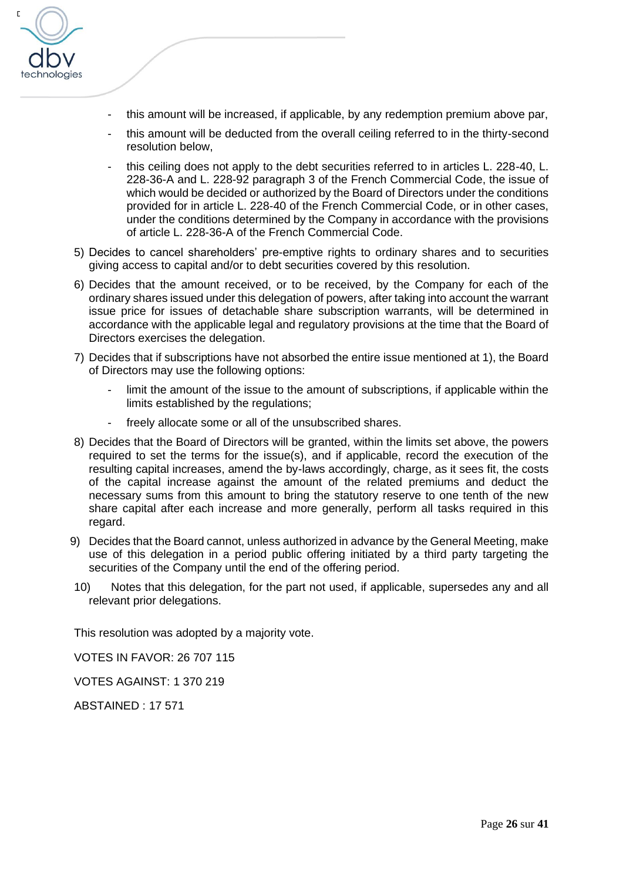- this amount will be increased, if applicable, by any redemption premium above par,
- this amount will be deducted from the overall ceiling referred to in the thirty-second resolution below,
- this ceiling does not apply to the debt securities referred to in articles L. 228-40, L. 228-36-A and L. 228-92 paragraph 3 of the French Commercial Code, the issue of which would be decided or authorized by the Board of Directors under the conditions provided for in article L. 228-40 of the French Commercial Code, or in other cases, under the conditions determined by the Company in accordance with the provisions of article L. 228-36-A of the French Commercial Code.

5) Decides to cancel shareholders' pre-emptive rights to ordinary shares and to securities giving access to capital and/or to debt securities covered by this resolution.

6) Decides that the amount received, or to be received, by the Company for each of the ordinary shares issued under this delegation of powers, after taking into account the warrant issue price for issues of detachable share subscription warrants, will be determined in accordance with the applicable legal and regulatory provisions at the time that the Board of Directors exercises the delegation.

7) Decides that if subscriptions have not absorbed the entire issue mentioned at 1), the Board of Directors may use the following options:
   - limit the amount of the issue to the amount of subscriptions, if applicable within the limits established by the regulations;
   - freely allocate some or all of the unsubscribed shares.

8) Decides that the Board of Directors will be granted, within the limits set above, the powers required to set the terms for the issue(s), and if applicable, record the execution of the resulting capital increases, amend the by-laws accordingly, charge, as it sees fit, the costs of the capital increase against the amount of the related premiums and deduct the necessary sums from this amount to bring the statutory reserve to one tenth of the new share capital after each increase and more generally, perform all tasks required in this regard.

9) Decides that the Board cannot, unless authorized in advance by the General Meeting, make use of this delegation in a period public offering initiated by a third party targeting the securities of the Company until the end of the offering period.

10) Notes that this delegation, for the part not used, if applicable, supersedes any and all relevant prior delegations.

This resolution was adopted by a majority vote.

VOTES IN FAVOR: 26 707 115

VOTES AGAINST: 1 370 219

ABSTAINED : 17 571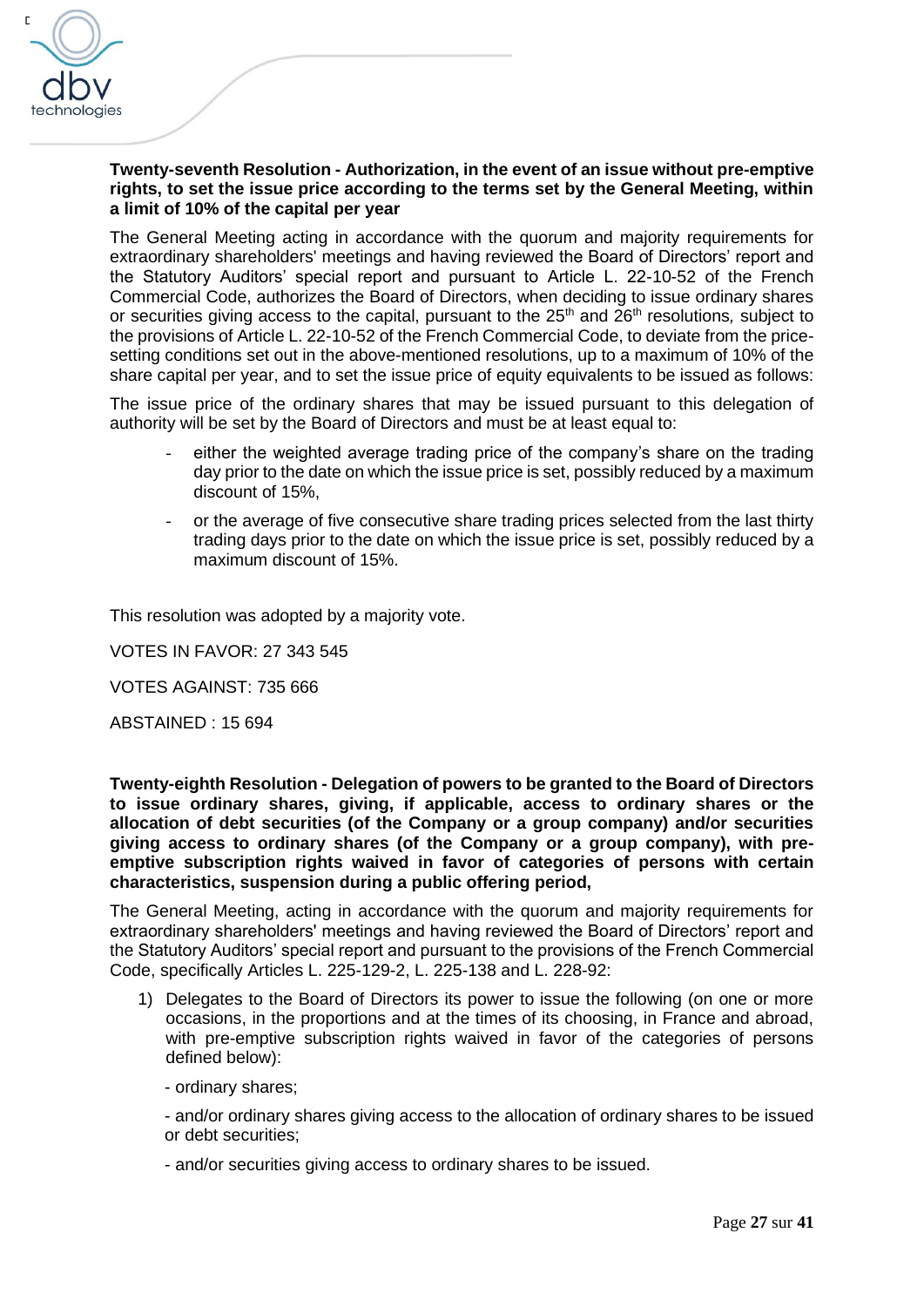**Twenty-seventh Resolution - Authorization, in the event of an issue without pre-emptive rights, to set the issue price according to the terms set by the General Meeting, within a limit of 10% of the capital per year**

The General Meeting acting in accordance with the quorum and majority requirements for extraordinary shareholders' meetings and having reviewed the Board of Directors' report and the Statutory Auditors' special report and pursuant to Article L. 22-10-52 of the French Commercial Code, authorizes the Board of Directors, when deciding to issue ordinary shares or securities giving access to the capital, pursuant to the 25th and 26th resolutions*,* subject to the provisions of Article L. 22-10-52 of the French Commercial Code, to deviate from the price-setting conditions set out in the above-mentioned resolutions, up to a maximum of 10% of the share capital per year, and to set the issue price of equity equivalents to be issued as follows:

The issue price of the ordinary shares that may be issued pursuant to this delegation of authority will be set by the Board of Directors and must be at least equal to:

- either the weighted average trading price of the company's share on the trading day prior to the date on which the issue price is set, possibly reduced by a maximum discount of 15%,
- or the average of five consecutive share trading prices selected from the last thirty trading days prior to the date on which the issue price is set, possibly reduced by a maximum discount of 15%.

This resolution was adopted by a majority vote.

VOTES IN FAVOR: 27 343 545

VOTES AGAINST: 735 666

ABSTAINED : 15 694

**Twenty-eighth Resolution - Delegation of powers to be granted to the Board of Directors to issue ordinary shares, giving, if applicable, access to ordinary shares or the allocation of debt securities (of the Company or a group company) and/or securities giving access to ordinary shares (of the Company or a group company), with pre-emptive subscription rights waived in favor of categories of persons with certain characteristics, suspension during a public offering period,**

The General Meeting, acting in accordance with the quorum and majority requirements for extraordinary shareholders' meetings and having reviewed the Board of Directors' report and the Statutory Auditors' special report and pursuant to the provisions of the French Commercial Code, specifically Articles L. 225-129-2, L. 225-138 and L. 228-92:

1) Delegates to the Board of Directors its power to issue the following (on one or more occasions, in the proportions and at the times of its choosing, in France and abroad, with pre-emptive subscription rights waived in favor of the categories of persons defined below):

   - ordinary shares;

   - and/or ordinary shares giving access to the allocation of ordinary shares to be issued or debt securities;

   - and/or securities giving access to ordinary shares to be issued.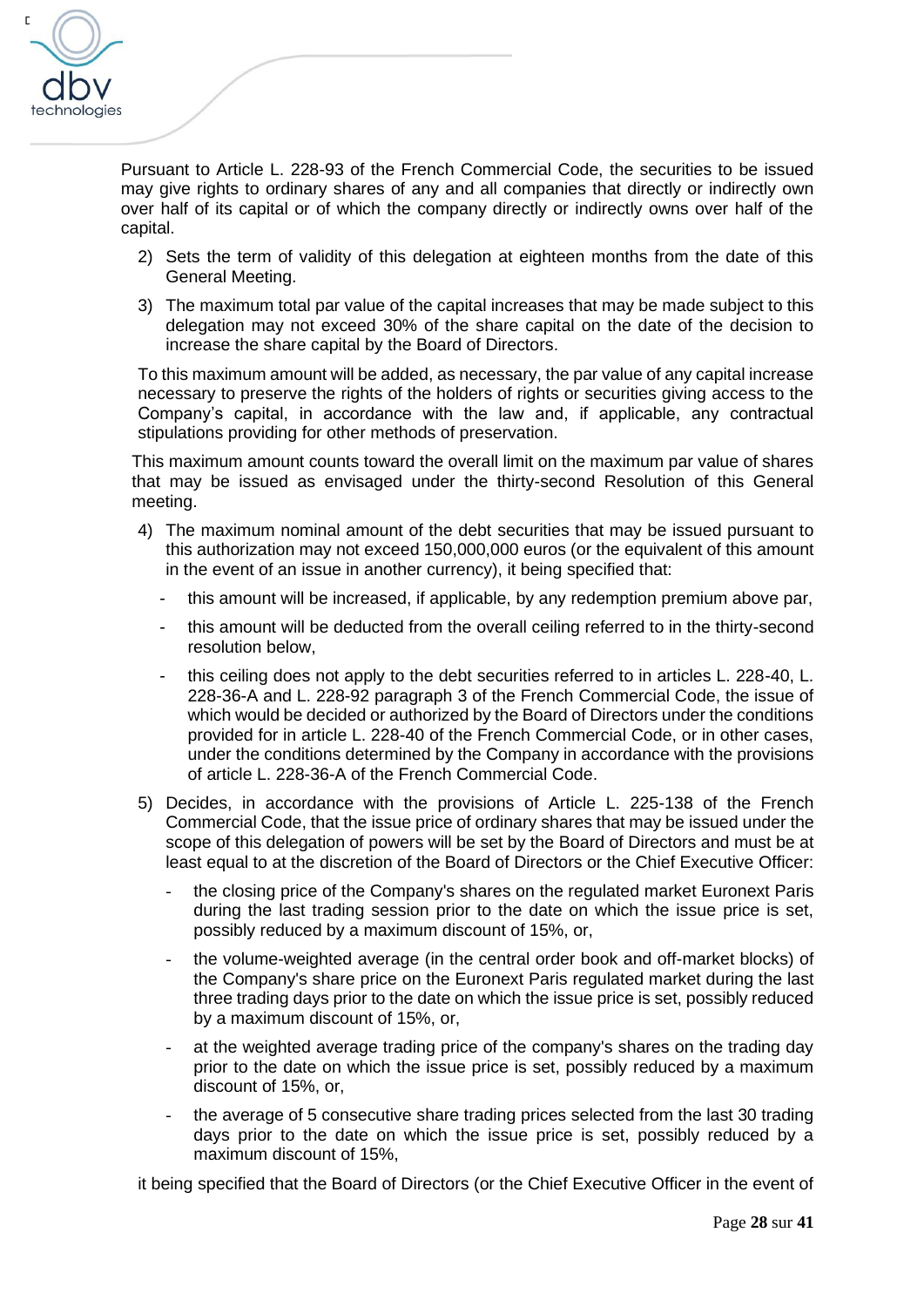Pursuant to Article L. 228-93 of the French Commercial Code, the securities to be issued may give rights to ordinary shares of any and all companies that directly or indirectly own over half of its capital or of which the company directly or indirectly owns over half of the capital.

2) Sets the term of validity of this delegation at eighteen months from the date of this General Meeting.

3) The maximum total par value of the capital increases that may be made subject to this delegation may not exceed 30% of the share capital on the date of the decision to increase the share capital by the Board of Directors.

To this maximum amount will be added, as necessary, the par value of any capital increase necessary to preserve the rights of the holders of rights or securities giving access to the Company's capital, in accordance with the law and, if applicable, any contractual stipulations providing for other methods of preservation.

This maximum amount counts toward the overall limit on the maximum par value of shares that may be issued as envisaged under the thirty-second Resolution of this General meeting.

4) The maximum nominal amount of the debt securities that may be issued pursuant to this authorization may not exceed 150,000,000 euros (or the equivalent of this amount in the event of an issue in another currency), it being specified that:

   - this amount will be increased, if applicable, by any redemption premium above par,
   - this amount will be deducted from the overall ceiling referred to in the thirty-second resolution below,
   - this ceiling does not apply to the debt securities referred to in articles L. 228-40, L. 228-36-A and L. 228-92 paragraph 3 of the French Commercial Code, the issue of which would be decided or authorized by the Board of Directors under the conditions provided for in article L. 228-40 of the French Commercial Code, or in other cases, under the conditions determined by the Company in accordance with the provisions of article L. 228-36-A of the French Commercial Code.

5) Decides, in accordance with the provisions of Article L. 225-138 of the French Commercial Code, that the issue price of ordinary shares that may be issued under the scope of this delegation of powers will be set by the Board of Directors and must be at least equal to at the discretion of the Board of Directors or the Chief Executive Officer:

   - the closing price of the Company's shares on the regulated market Euronext Paris during the last trading session prior to the date on which the issue price is set, possibly reduced by a maximum discount of 15%, or,
   - the volume-weighted average (in the central order book and off-market blocks) of the Company's share price on the Euronext Paris regulated market during the last three trading days prior to the date on which the issue price is set, possibly reduced by a maximum discount of 15%, or,
   - at the weighted average trading price of the company's shares on the trading day prior to the date on which the issue price is set, possibly reduced by a maximum discount of 15%, or,
   - the average of 5 consecutive share trading prices selected from the last 30 trading days prior to the date on which the issue price is set, possibly reduced by a maximum discount of 15%,

it being specified that the Board of Directors (or the Chief Executive Officer in the event of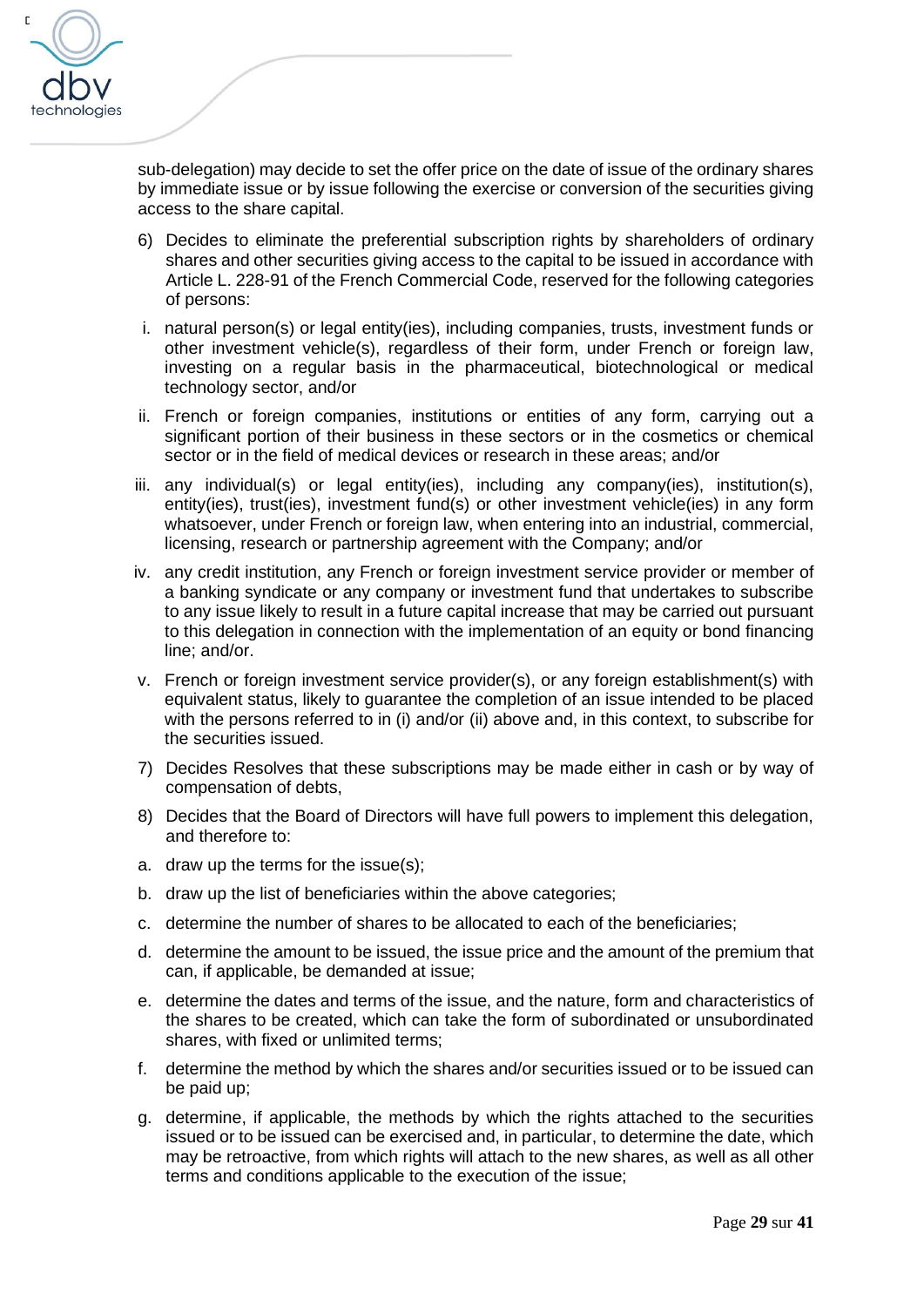sub-delegation) may decide to set the offer price on the date of issue of the ordinary shares by immediate issue or by issue following the exercise or conversion of the securities giving access to the share capital.

6) Decides to eliminate the preferential subscription rights by shareholders of ordinary shares and other securities giving access to the capital to be issued in accordance with Article L. 228-91 of the French Commercial Code, reserved for the following categories of persons:

i. natural person(s) or legal entity(ies), including companies, trusts, investment funds or other investment vehicle(s), regardless of their form, under French or foreign law, investing on a regular basis in the pharmaceutical, biotechnological or medical technology sector, and/or

ii. French or foreign companies, institutions or entities of any form, carrying out a significant portion of their business in these sectors or in the cosmetics or chemical sector or in the field of medical devices or research in these areas; and/or

iii. any individual(s) or legal entity(ies), including any company(ies), institution(s), entity(ies), trust(ies), investment fund(s) or other investment vehicle(ies) in any form whatsoever, under French or foreign law, when entering into an industrial, commercial, licensing, research or partnership agreement with the Company; and/or

iv. any credit institution, any French or foreign investment service provider or member of a banking syndicate or any company or investment fund that undertakes to subscribe to any issue likely to result in a future capital increase that may be carried out pursuant to this delegation in connection with the implementation of an equity or bond financing line; and/or.

v. French or foreign investment service provider(s), or any foreign establishment(s) with equivalent status, likely to guarantee the completion of an issue intended to be placed with the persons referred to in (i) and/or (ii) above and, in this context, to subscribe for the securities issued.

7) Decides Resolves that these subscriptions may be made either in cash or by way of compensation of debts,

8) Decides that the Board of Directors will have full powers to implement this delegation, and therefore to:

a. draw up the terms for the issue(s);

b. draw up the list of beneficiaries within the above categories;

c. determine the number of shares to be allocated to each of the beneficiaries;

d. determine the amount to be issued, the issue price and the amount of the premium that can, if applicable, be demanded at issue;

e. determine the dates and terms of the issue, and the nature, form and characteristics of the shares to be created, which can take the form of subordinated or unsubordinated shares, with fixed or unlimited terms;

f. determine the method by which the shares and/or securities issued or to be issued can be paid up;

g. determine, if applicable, the methods by which the rights attached to the securities issued or to be issued can be exercised and, in particular, to determine the date, which may be retroactive, from which rights will attach to the new shares, as well as all other terms and conditions applicable to the execution of the issue;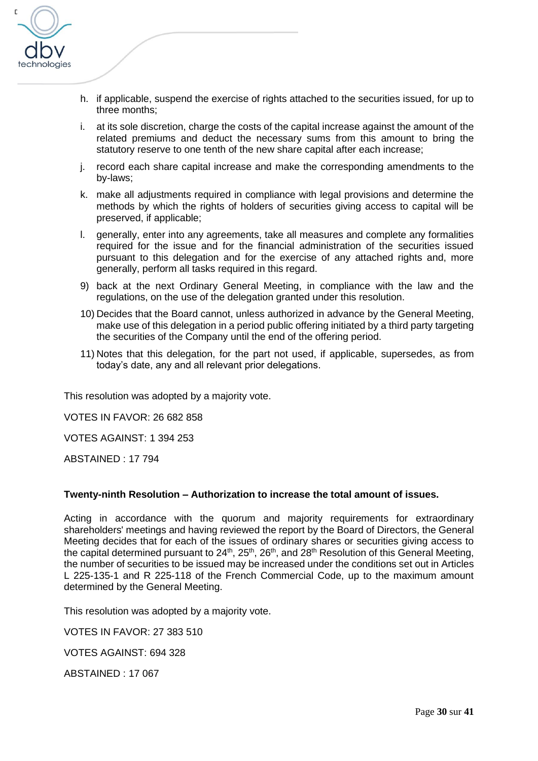h. if applicable, suspend the exercise of rights attached to the securities issued, for up to three months;

i. at its sole discretion, charge the costs of the capital increase against the amount of the related premiums and deduct the necessary sums from this amount to bring the statutory reserve to one tenth of the new share capital after each increase;

j. record each share capital increase and make the corresponding amendments to the by-laws;

k. make all adjustments required in compliance with legal provisions and determine the methods by which the rights of holders of securities giving access to capital will be preserved, if applicable;

l. generally, enter into any agreements, take all measures and complete any formalities required for the issue and for the financial administration of the securities issued pursuant to this delegation and for the exercise of any attached rights and, more generally, perform all tasks required in this regard.

9) back at the next Ordinary General Meeting, in compliance with the law and the regulations, on the use of the delegation granted under this resolution.

10) Decides that the Board cannot, unless authorized in advance by the General Meeting, make use of this delegation in a period public offering initiated by a third party targeting the securities of the Company until the end of the offering period.

11) Notes that this delegation, for the part not used, if applicable, supersedes, as from today's date, any and all relevant prior delegations.

This resolution was adopted by a majority vote.

VOTES IN FAVOR: 26 682 858

VOTES AGAINST: 1 394 253

ABSTAINED : 17 794

**Twenty-ninth Resolution – Authorization to increase the total amount of issues.**

Acting in accordance with the quorum and majority requirements for extraordinary shareholders' meetings and having reviewed the report by the Board of Directors, the General Meeting decides that for each of the issues of ordinary shares or securities giving access to the capital determined pursuant to 24th, 25th, 26th, and 28th Resolution of this General Meeting, the number of securities to be issued may be increased under the conditions set out in Articles L 225-135-1 and R 225-118 of the French Commercial Code, up to the maximum amount determined by the General Meeting.

This resolution was adopted by a majority vote.

VOTES IN FAVOR: 27 383 510

VOTES AGAINST: 694 328

ABSTAINED : 17 067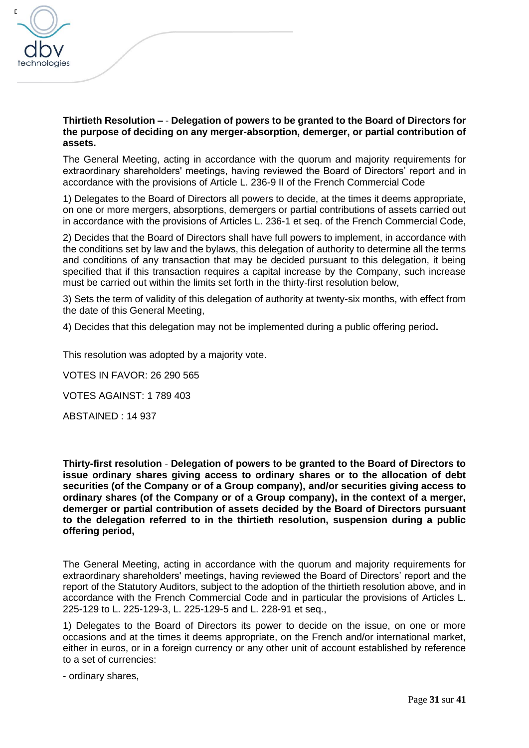**Thirtieth Resolution –** - **Delegation of powers to be granted to the Board of Directors for the purpose of deciding on any merger-absorption, demerger, or partial contribution of assets.**

The General Meeting, acting in accordance with the quorum and majority requirements for extraordinary shareholders' meetings, having reviewed the Board of Directors' report and in accordance with the provisions of Article L. 236-9 II of the French Commercial Code

1) Delegates to the Board of Directors all powers to decide, at the times it deems appropriate, on one or more mergers, absorptions, demergers or partial contributions of assets carried out in accordance with the provisions of Articles L. 236-1 et seq. of the French Commercial Code,

2) Decides that the Board of Directors shall have full powers to implement, in accordance with the conditions set by law and the bylaws, this delegation of authority to determine all the terms and conditions of any transaction that may be decided pursuant to this delegation, it being specified that if this transaction requires a capital increase by the Company, such increase must be carried out within the limits set forth in the thirty-first resolution below,

3) Sets the term of validity of this delegation of authority at twenty-six months, with effect from the date of this General Meeting,

4) Decides that this delegation may not be implemented during a public offering period**.**

This resolution was adopted by a majority vote.

VOTES IN FAVOR: 26 290 565

VOTES AGAINST: 1 789 403

ABSTAINED : 14 937

**Thirty-first resolution** - **Delegation of powers to be granted to the Board of Directors to issue ordinary shares giving access to ordinary shares or to the allocation of debt securities (of the Company or of a Group company), and/or securities giving access to ordinary shares (of the Company or of a Group company), in the context of a merger, demerger or partial contribution of assets decided by the Board of Directors pursuant to the delegation referred to in the thirtieth resolution, suspension during a public offering period,**

The General Meeting, acting in accordance with the quorum and majority requirements for extraordinary shareholders' meetings, having reviewed the Board of Directors' report and the report of the Statutory Auditors, subject to the adoption of the thirtieth resolution above, and in accordance with the French Commercial Code and in particular the provisions of Articles L. 225-129 to L. 225-129-3, L. 225-129-5 and L. 228-91 et seq.,

1) Delegates to the Board of Directors its power to decide on the issue, on one or more occasions and at the times it deems appropriate, on the French and/or international market, either in euros, or in a foreign currency or any other unit of account established by reference to a set of currencies:

- ordinary shares,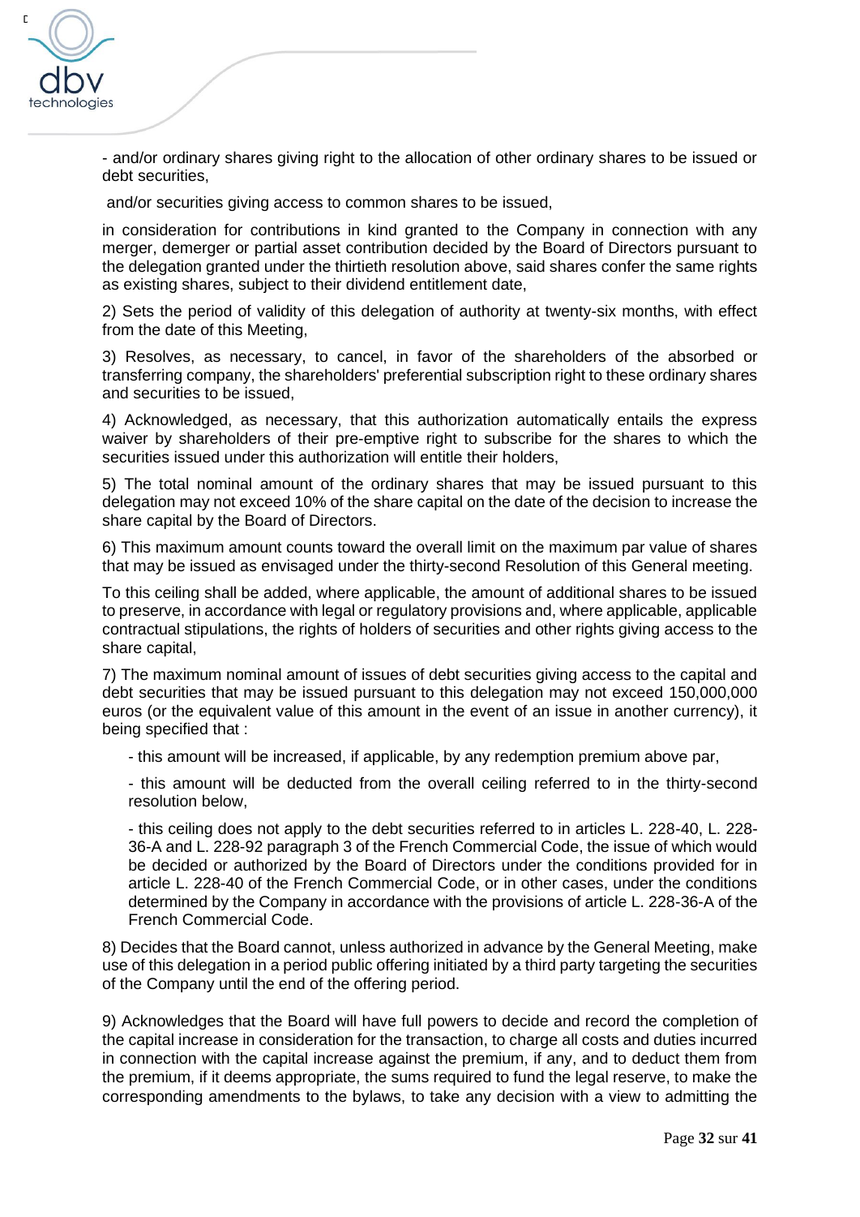- and/or ordinary shares giving right to the allocation of other ordinary shares to be issued or debt securities,

and/or securities giving access to common shares to be issued,

in consideration for contributions in kind granted to the Company in connection with any merger, demerger or partial asset contribution decided by the Board of Directors pursuant to the delegation granted under the thirtieth resolution above, said shares confer the same rights as existing shares, subject to their dividend entitlement date,

2) Sets the period of validity of this delegation of authority at twenty-six months, with effect from the date of this Meeting,

3) Resolves, as necessary, to cancel, in favor of the shareholders of the absorbed or transferring company, the shareholders' preferential subscription right to these ordinary shares and securities to be issued,

4) Acknowledged, as necessary, that this authorization automatically entails the express waiver by shareholders of their pre-emptive right to subscribe for the shares to which the securities issued under this authorization will entitle their holders,

5) The total nominal amount of the ordinary shares that may be issued pursuant to this delegation may not exceed 10% of the share capital on the date of the decision to increase the share capital by the Board of Directors.

6) This maximum amount counts toward the overall limit on the maximum par value of shares that may be issued as envisaged under the thirty-second Resolution of this General meeting.

To this ceiling shall be added, where applicable, the amount of additional shares to be issued to preserve, in accordance with legal or regulatory provisions and, where applicable, applicable contractual stipulations, the rights of holders of securities and other rights giving access to the share capital,

7) The maximum nominal amount of issues of debt securities giving access to the capital and debt securities that may be issued pursuant to this delegation may not exceed 150,000,000 euros (or the equivalent value of this amount in the event of an issue in another currency), it being specified that :

- this amount will be increased, if applicable, by any redemption premium above par,
- this amount will be deducted from the overall ceiling referred to in the thirty-second resolution below,
- this ceiling does not apply to the debt securities referred to in articles L. 228-40, L. 228-36-A and L. 228-92 paragraph 3 of the French Commercial Code, the issue of which would be decided or authorized by the Board of Directors under the conditions provided for in article L. 228-40 of the French Commercial Code, or in other cases, under the conditions determined by the Company in accordance with the provisions of article L. 228-36-A of the French Commercial Code.

8) Decides that the Board cannot, unless authorized in advance by the General Meeting, make use of this delegation in a period public offering initiated by a third party targeting the securities of the Company until the end of the offering period.

9) Acknowledges that the Board will have full powers to decide and record the completion of the capital increase in consideration for the transaction, to charge all costs and duties incurred in connection with the capital increase against the premium, if any, and to deduct them from the premium, if it deems appropriate, the sums required to fund the legal reserve, to make the corresponding amendments to the bylaws, to take any decision with a view to admitting the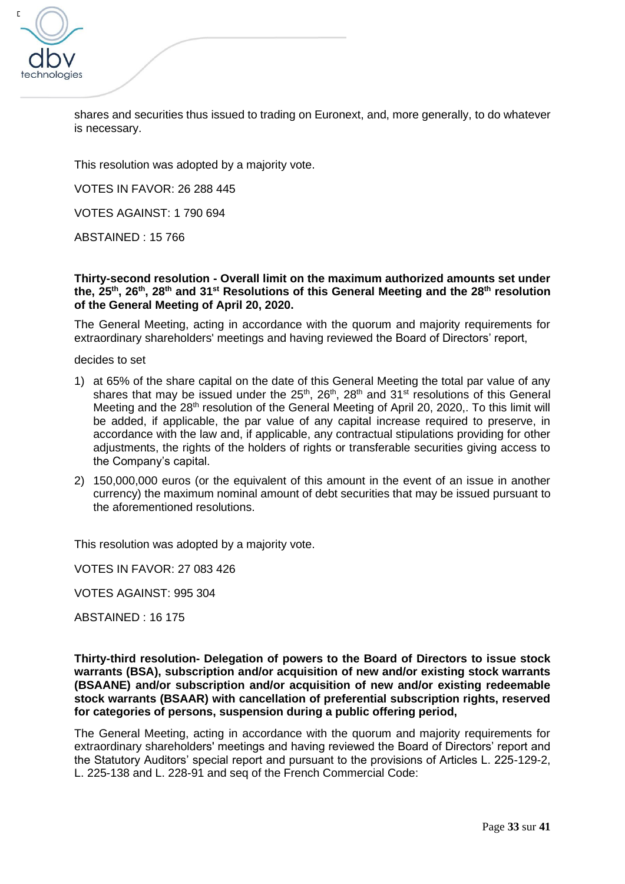shares and securities thus issued to trading on Euronext, and, more generally, to do whatever is necessary.

This resolution was adopted by a majority vote.

VOTES IN FAVOR: 26 288 445

VOTES AGAINST: 1 790 694

ABSTAINED : 15 766

**Thirty-second resolution - Overall limit on the maximum authorized amounts set under the, 25th, 26th, 28th and 31st Resolutions of this General Meeting and the 28th resolution of the General Meeting of April 20, 2020.**

The General Meeting, acting in accordance with the quorum and majority requirements for extraordinary shareholders' meetings and having reviewed the Board of Directors' report,

decides to set

1) at 65% of the share capital on the date of this General Meeting the total par value of any shares that may be issued under the 25th, 26th, 28th and 31st resolutions of this General Meeting and the 28th resolution of the General Meeting of April 20, 2020,. To this limit will be added, if applicable, the par value of any capital increase required to preserve, in accordance with the law and, if applicable, any contractual stipulations providing for other adjustments, the rights of the holders of rights or transferable securities giving access to the Company's capital.
2) 150,000,000 euros (or the equivalent of this amount in the event of an issue in another currency) the maximum nominal amount of debt securities that may be issued pursuant to the aforementioned resolutions.

This resolution was adopted by a majority vote.

VOTES IN FAVOR: 27 083 426

VOTES AGAINST: 995 304

ABSTAINED : 16 175

**Thirty-third resolution- Delegation of powers to the Board of Directors to issue stock warrants (BSA), subscription and/or acquisition of new and/or existing stock warrants (BSAANE) and/or subscription and/or acquisition of new and/or existing redeemable stock warrants (BSAAR) with cancellation of preferential subscription rights, reserved for categories of persons, suspension during a public offering period,**

The General Meeting, acting in accordance with the quorum and majority requirements for extraordinary shareholders' meetings and having reviewed the Board of Directors' report and the Statutory Auditors' special report and pursuant to the provisions of Articles L. 225-129-2, L. 225-138 and L. 228-91 and seq of the French Commercial Code: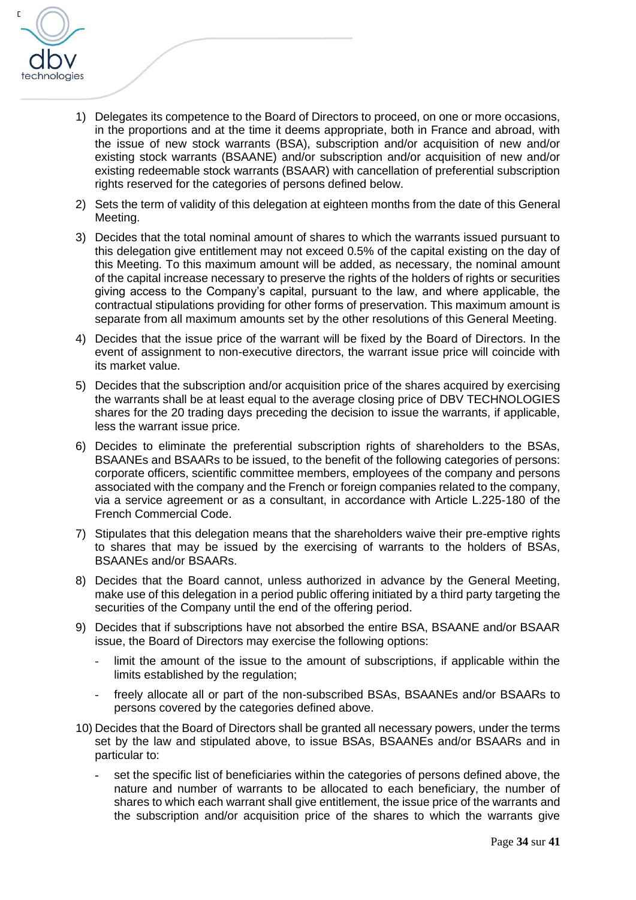1) Delegates its competence to the Board of Directors to proceed, on one or more occasions, in the proportions and at the time it deems appropriate, both in France and abroad, with the issue of new stock warrants (BSA), subscription and/or acquisition of new and/or existing stock warrants (BSAANE) and/or subscription and/or acquisition of new and/or existing redeemable stock warrants (BSAAR) with cancellation of preferential subscription rights reserved for the categories of persons defined below.
2) Sets the term of validity of this delegation at eighteen months from the date of this General Meeting.
3) Decides that the total nominal amount of shares to which the warrants issued pursuant to this delegation give entitlement may not exceed 0.5% of the capital existing on the day of this Meeting. To this maximum amount will be added, as necessary, the nominal amount of the capital increase necessary to preserve the rights of the holders of rights or securities giving access to the Company's capital, pursuant to the law, and where applicable, the contractual stipulations providing for other forms of preservation. This maximum amount is separate from all maximum amounts set by the other resolutions of this General Meeting.
4) Decides that the issue price of the warrant will be fixed by the Board of Directors. In the event of assignment to non-executive directors, the warrant issue price will coincide with its market value.
5) Decides that the subscription and/or acquisition price of the shares acquired by exercising the warrants shall be at least equal to the average closing price of DBV TECHNOLOGIES shares for the 20 trading days preceding the decision to issue the warrants, if applicable, less the warrant issue price.
6) Decides to eliminate the preferential subscription rights of shareholders to the BSAs, BSAANEs and BSAARs to be issued, to the benefit of the following categories of persons: corporate officers, scientific committee members, employees of the company and persons associated with the company and the French or foreign companies related to the company, via a service agreement or as a consultant, in accordance with Article L.225-180 of the French Commercial Code.
7) Stipulates that this delegation means that the shareholders waive their pre-emptive rights to shares that may be issued by the exercising of warrants to the holders of BSAs, BSAANEs and/or BSAARs.
8) Decides that the Board cannot, unless authorized in advance by the General Meeting, make use of this delegation in a period public offering initiated by a third party targeting the securities of the Company until the end of the offering period.
9) Decides that if subscriptions have not absorbed the entire BSA, BSAANE and/or BSAAR issue, the Board of Directors may exercise the following options:
   - limit the amount of the issue to the amount of subscriptions, if applicable within the limits established by the regulation;
   - freely allocate all or part of the non-subscribed BSAs, BSAANEs and/or BSAARs to persons covered by the categories defined above.
10) Decides that the Board of Directors shall be granted all necessary powers, under the terms set by the law and stipulated above, to issue BSAs, BSAANEs and/or BSAARs and in particular to:
    - set the specific list of beneficiaries within the categories of persons defined above, the nature and number of warrants to be allocated to each beneficiary, the number of shares to which each warrant shall give entitlement, the issue price of the warrants and the subscription and/or acquisition price of the shares to which the warrants give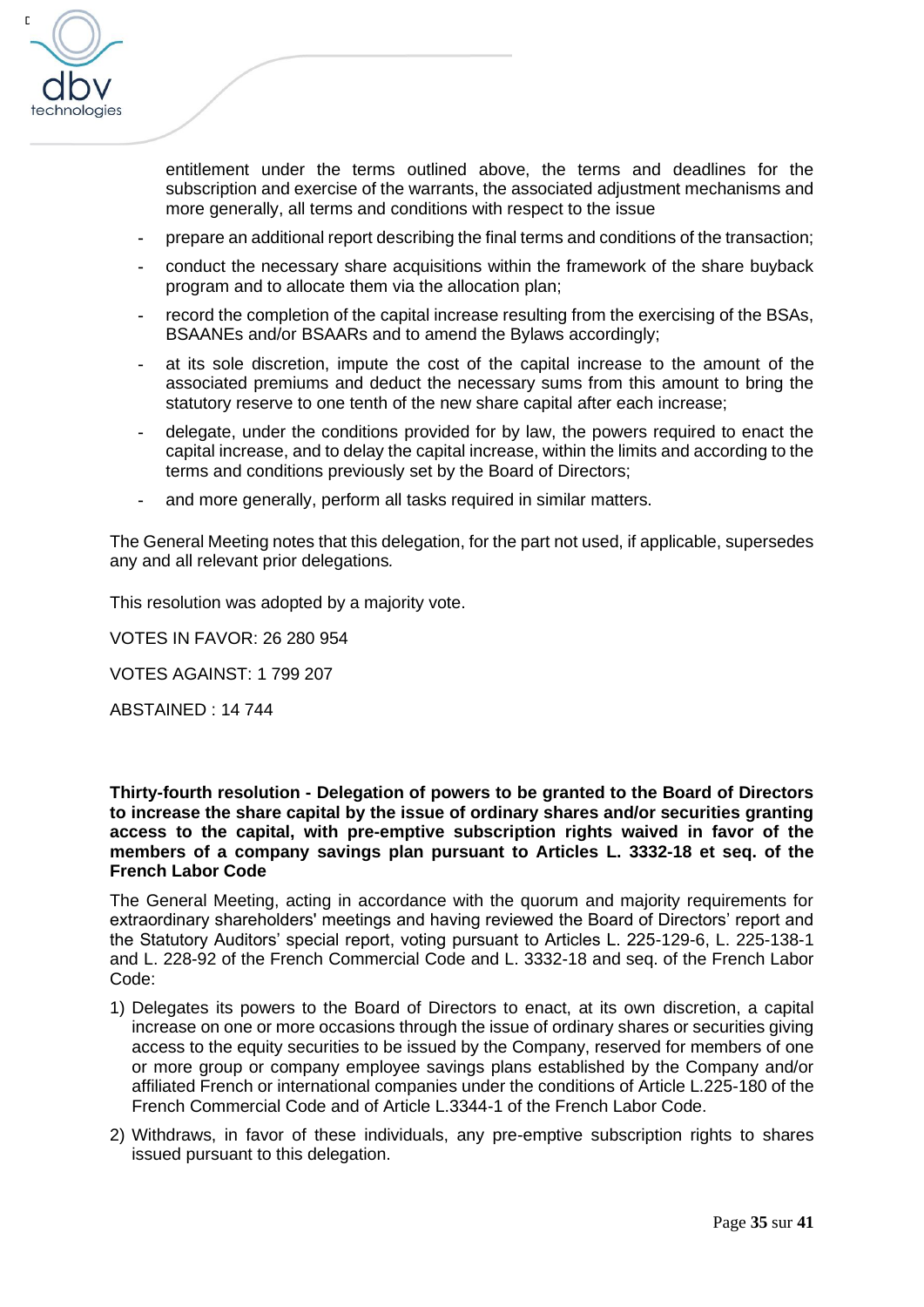entitlement under the terms outlined above, the terms and deadlines for the subscription and exercise of the warrants, the associated adjustment mechanisms and more generally, all terms and conditions with respect to the issue

- prepare an additional report describing the final terms and conditions of the transaction;
- conduct the necessary share acquisitions within the framework of the share buyback program and to allocate them via the allocation plan;
- record the completion of the capital increase resulting from the exercising of the BSAs, BSAANEs and/or BSAARs and to amend the Bylaws accordingly;
- at its sole discretion, impute the cost of the capital increase to the amount of the associated premiums and deduct the necessary sums from this amount to bring the statutory reserve to one tenth of the new share capital after each increase;
- delegate, under the conditions provided for by law, the powers required to enact the capital increase, and to delay the capital increase, within the limits and according to the terms and conditions previously set by the Board of Directors;
- and more generally, perform all tasks required in similar matters.

The General Meeting notes that this delegation, for the part not used, if applicable, supersedes any and all relevant prior delegations.

This resolution was adopted by a majority vote.

VOTES IN FAVOR: 26 280 954

VOTES AGAINST: 1 799 207

ABSTAINED : 14 744

**Thirty-fourth resolution - Delegation of powers to be granted to the Board of Directors to increase the share capital by the issue of ordinary shares and/or securities granting access to the capital, with pre-emptive subscription rights waived in favor of the members of a company savings plan pursuant to Articles L. 3332-18 et seq. of the French Labor Code**

The General Meeting, acting in accordance with the quorum and majority requirements for extraordinary shareholders' meetings and having reviewed the Board of Directors' report and the Statutory Auditors' special report, voting pursuant to Articles L. 225-129-6, L. 225-138-1 and L. 228-92 of the French Commercial Code and L. 3332-18 and seq. of the French Labor Code:

1) Delegates its powers to the Board of Directors to enact, at its own discretion, a capital increase on one or more occasions through the issue of ordinary shares or securities giving access to the equity securities to be issued by the Company, reserved for members of one or more group or company employee savings plans established by the Company and/or affiliated French or international companies under the conditions of Article L.225-180 of the French Commercial Code and of Article L.3344-1 of the French Labor Code.
2) Withdraws, in favor of these individuals, any pre-emptive subscription rights to shares issued pursuant to this delegation.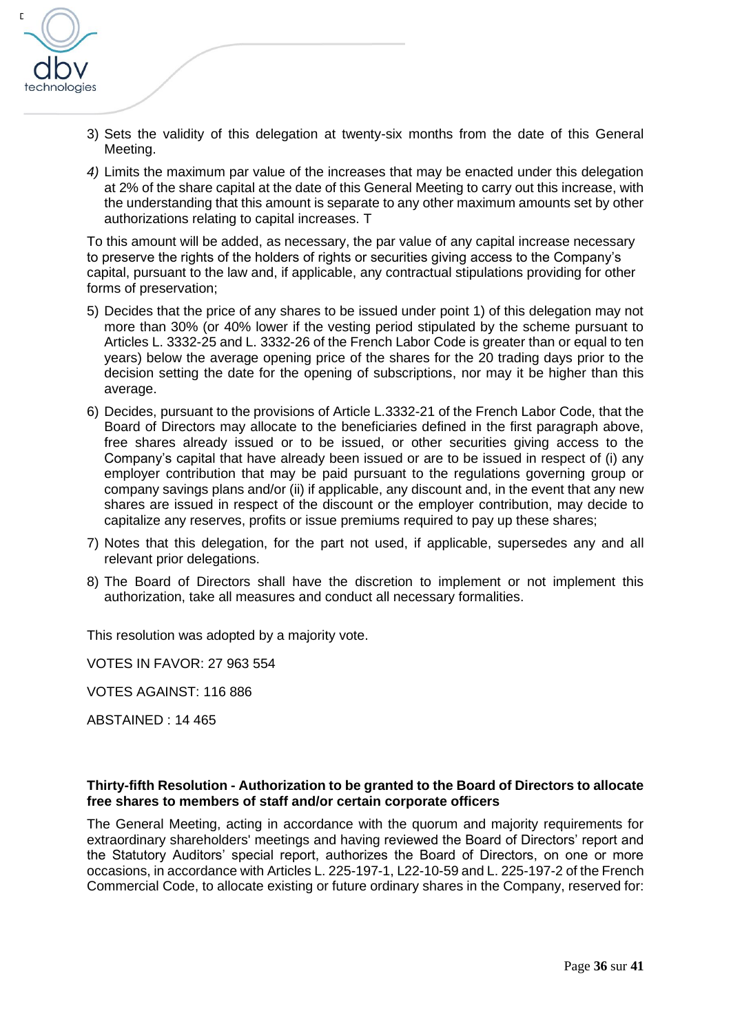3) Sets the validity of this delegation at twenty-six months from the date of this General Meeting.

4) Limits the maximum par value of the increases that may be enacted under this delegation at 2% of the share capital at the date of this General Meeting to carry out this increase, with the understanding that this amount is separate to any other maximum amounts set by other authorizations relating to capital increases. T

To this amount will be added, as necessary, the par value of any capital increase necessary to preserve the rights of the holders of rights or securities giving access to the Company's capital, pursuant to the law and, if applicable, any contractual stipulations providing for other forms of preservation;

5) Decides that the price of any shares to be issued under point 1) of this delegation may not more than 30% (or 40% lower if the vesting period stipulated by the scheme pursuant to Articles L. 3332-25 and L. 3332-26 of the French Labor Code is greater than or equal to ten years) below the average opening price of the shares for the 20 trading days prior to the decision setting the date for the opening of subscriptions, nor may it be higher than this average.

6) Decides, pursuant to the provisions of Article L.3332-21 of the French Labor Code, that the Board of Directors may allocate to the beneficiaries defined in the first paragraph above, free shares already issued or to be issued, or other securities giving access to the Company's capital that have already been issued or are to be issued in respect of (i) any employer contribution that may be paid pursuant to the regulations governing group or company savings plans and/or (ii) if applicable, any discount and, in the event that any new shares are issued in respect of the discount or the employer contribution, may decide to capitalize any reserves, profits or issue premiums required to pay up these shares;

7) Notes that this delegation, for the part not used, if applicable, supersedes any and all relevant prior delegations.

8) The Board of Directors shall have the discretion to implement or not implement this authorization, take all measures and conduct all necessary formalities.

This resolution was adopted by a majority vote.

VOTES IN FAVOR: 27 963 554

VOTES AGAINST: 116 886

ABSTAINED : 14 465

**Thirty-fifth Resolution - Authorization to be granted to the Board of Directors to allocate free shares to members of staff and/or certain corporate officers**

The General Meeting, acting in accordance with the quorum and majority requirements for extraordinary shareholders' meetings and having reviewed the Board of Directors' report and the Statutory Auditors' special report, authorizes the Board of Directors, on one or more occasions, in accordance with Articles L. 225-197-1, L22-10-59 and L. 225-197-2 of the French Commercial Code, to allocate existing or future ordinary shares in the Company, reserved for: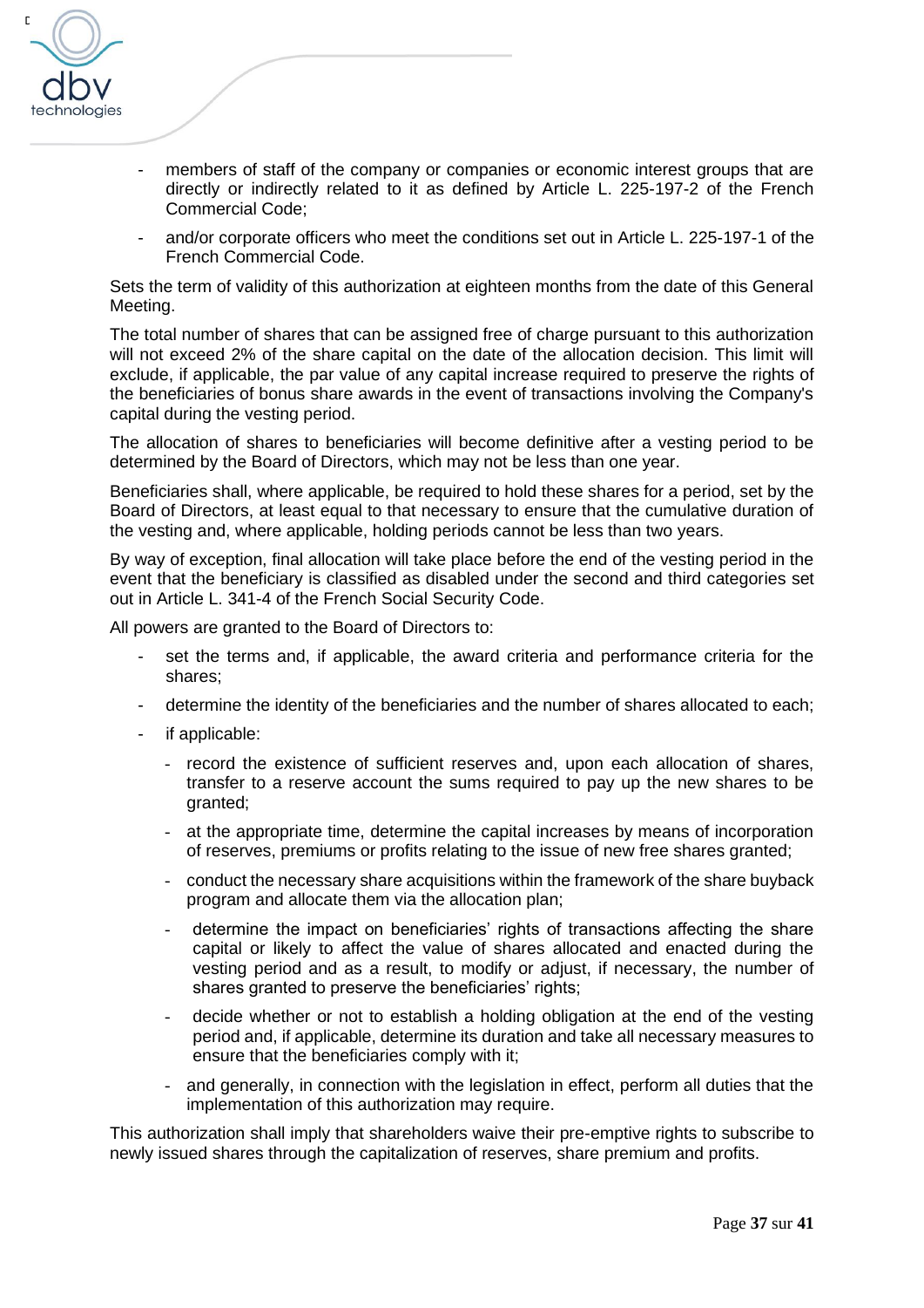- members of staff of the company or companies or economic interest groups that are directly or indirectly related to it as defined by Article L. 225-197-2 of the French Commercial Code;
- and/or corporate officers who meet the conditions set out in Article L. 225-197-1 of the French Commercial Code.

Sets the term of validity of this authorization at eighteen months from the date of this General Meeting.

The total number of shares that can be assigned free of charge pursuant to this authorization will not exceed 2% of the share capital on the date of the allocation decision. This limit will exclude, if applicable, the par value of any capital increase required to preserve the rights of the beneficiaries of bonus share awards in the event of transactions involving the Company's capital during the vesting period.

The allocation of shares to beneficiaries will become definitive after a vesting period to be determined by the Board of Directors, which may not be less than one year.

Beneficiaries shall, where applicable, be required to hold these shares for a period, set by the Board of Directors, at least equal to that necessary to ensure that the cumulative duration of the vesting and, where applicable, holding periods cannot be less than two years.

By way of exception, final allocation will take place before the end of the vesting period in the event that the beneficiary is classified as disabled under the second and third categories set out in Article L. 341-4 of the French Social Security Code.

All powers are granted to the Board of Directors to:

- set the terms and, if applicable, the award criteria and performance criteria for the shares;
- determine the identity of the beneficiaries and the number of shares allocated to each;
- if applicable:
  - record the existence of sufficient reserves and, upon each allocation of shares, transfer to a reserve account the sums required to pay up the new shares to be granted;
  - at the appropriate time, determine the capital increases by means of incorporation of reserves, premiums or profits relating to the issue of new free shares granted;
  - conduct the necessary share acquisitions within the framework of the share buyback program and allocate them via the allocation plan;
  - determine the impact on beneficiaries' rights of transactions affecting the share capital or likely to affect the value of shares allocated and enacted during the vesting period and as a result, to modify or adjust, if necessary, the number of shares granted to preserve the beneficiaries' rights;
  - decide whether or not to establish a holding obligation at the end of the vesting period and, if applicable, determine its duration and take all necessary measures to ensure that the beneficiaries comply with it;
  - and generally, in connection with the legislation in effect, perform all duties that the implementation of this authorization may require.

This authorization shall imply that shareholders waive their pre-emptive rights to subscribe to newly issued shares through the capitalization of reserves, share premium and profits.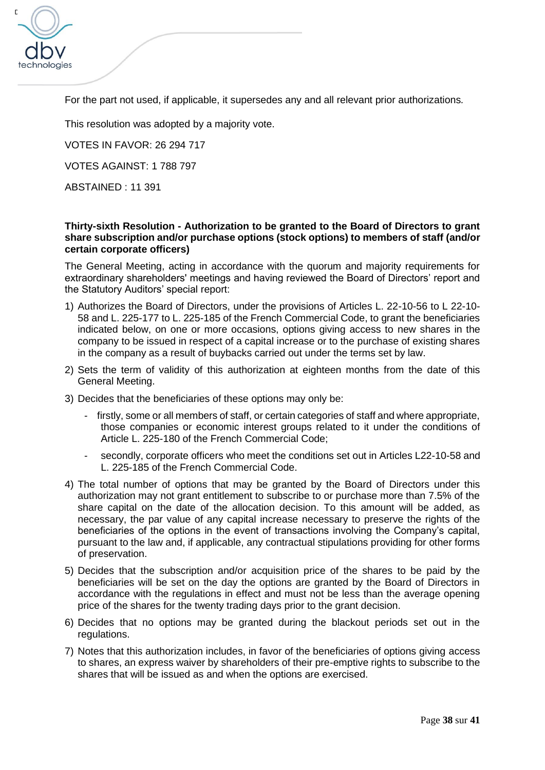For the part not used, if applicable, it supersedes any and all relevant prior authorizations.

This resolution was adopted by a majority vote.

VOTES IN FAVOR: 26 294 717

VOTES AGAINST: 1 788 797

ABSTAINED : 11 391

**Thirty-sixth Resolution - Authorization to be granted to the Board of Directors to grant share subscription and/or purchase options (stock options) to members of staff (and/or certain corporate officers)**

The General Meeting, acting in accordance with the quorum and majority requirements for extraordinary shareholders' meetings and having reviewed the Board of Directors' report and the Statutory Auditors' special report:

1) Authorizes the Board of Directors, under the provisions of Articles L. 22-10-56 to L 22-10-58 and L. 225-177 to L. 225-185 of the French Commercial Code, to grant the beneficiaries indicated below, on one or more occasions, options giving access to new shares in the company to be issued in respect of a capital increase or to the purchase of existing shares in the company as a result of buybacks carried out under the terms set by law.
2) Sets the term of validity of this authorization at eighteen months from the date of this General Meeting.
3) Decides that the beneficiaries of these options may only be:
   - firstly, some or all members of staff, or certain categories of staff and where appropriate, those companies or economic interest groups related to it under the conditions of Article L. 225-180 of the French Commercial Code;
   - secondly, corporate officers who meet the conditions set out in Articles L22-10-58 and L. 225-185 of the French Commercial Code.
4) The total number of options that may be granted by the Board of Directors under this authorization may not grant entitlement to subscribe to or purchase more than 7.5% of the share capital on the date of the allocation decision. To this amount will be added, as necessary, the par value of any capital increase necessary to preserve the rights of the beneficiaries of the options in the event of transactions involving the Company's capital, pursuant to the law and, if applicable, any contractual stipulations providing for other forms of preservation.
5) Decides that the subscription and/or acquisition price of the shares to be paid by the beneficiaries will be set on the day the options are granted by the Board of Directors in accordance with the regulations in effect and must not be less than the average opening price of the shares for the twenty trading days prior to the grant decision.
6) Decides that no options may be granted during the blackout periods set out in the regulations.
7) Notes that this authorization includes, in favor of the beneficiaries of options giving access to shares, an express waiver by shareholders of their pre-emptive rights to subscribe to the shares that will be issued as and when the options are exercised.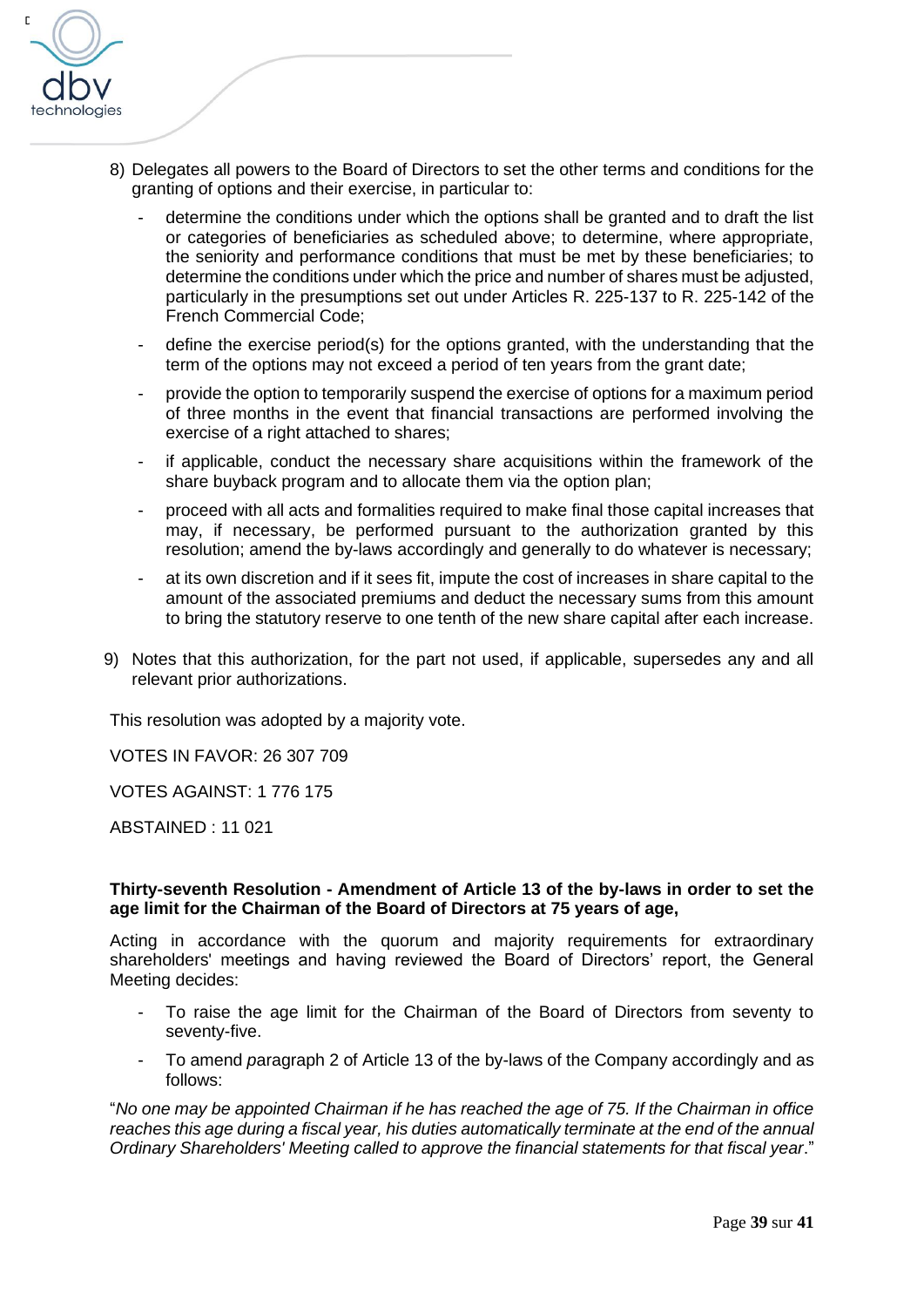8) Delegates all powers to the Board of Directors to set the other terms and conditions for the granting of options and their exercise, in particular to:

   - determine the conditions under which the options shall be granted and to draft the list or categories of beneficiaries as scheduled above; to determine, where appropriate, the seniority and performance conditions that must be met by these beneficiaries; to determine the conditions under which the price and number of shares must be adjusted, particularly in the presumptions set out under Articles R. 225-137 to R. 225-142 of the French Commercial Code;
   - define the exercise period(s) for the options granted, with the understanding that the term of the options may not exceed a period of ten years from the grant date;
   - provide the option to temporarily suspend the exercise of options for a maximum period of three months in the event that financial transactions are performed involving the exercise of a right attached to shares;
   - if applicable, conduct the necessary share acquisitions within the framework of the share buyback program and to allocate them via the option plan;
   - proceed with all acts and formalities required to make final those capital increases that may, if necessary, be performed pursuant to the authorization granted by this resolution; amend the by-laws accordingly and generally to do whatever is necessary;
   - at its own discretion and if it sees fit, impute the cost of increases in share capital to the amount of the associated premiums and deduct the necessary sums from this amount to bring the statutory reserve to one tenth of the new share capital after each increase.

9) Notes that this authorization, for the part not used, if applicable, supersedes any and all relevant prior authorizations.

This resolution was adopted by a majority vote.

VOTES IN FAVOR: 26 307 709

VOTES AGAINST: 1 776 175

ABSTAINED : 11 021

**Thirty-seventh Resolution - Amendment of Article 13 of the by-laws in order to set the age limit for the Chairman of the Board of Directors at 75 years of age,**

Acting in accordance with the quorum and majority requirements for extraordinary shareholders' meetings and having reviewed the Board of Directors' report, the General Meeting decides:

- To raise the age limit for the Chairman of the Board of Directors from seventy to seventy-five.
- To amend paragraph 2 of Article 13 of the by-laws of the Company accordingly and as follows:

"*No one may be appointed Chairman if he has reached the age of 75. If the Chairman in office reaches this age during a fiscal year, his duties automatically terminate at the end of the annual Ordinary Shareholders' Meeting called to approve the financial statements for that fiscal year*."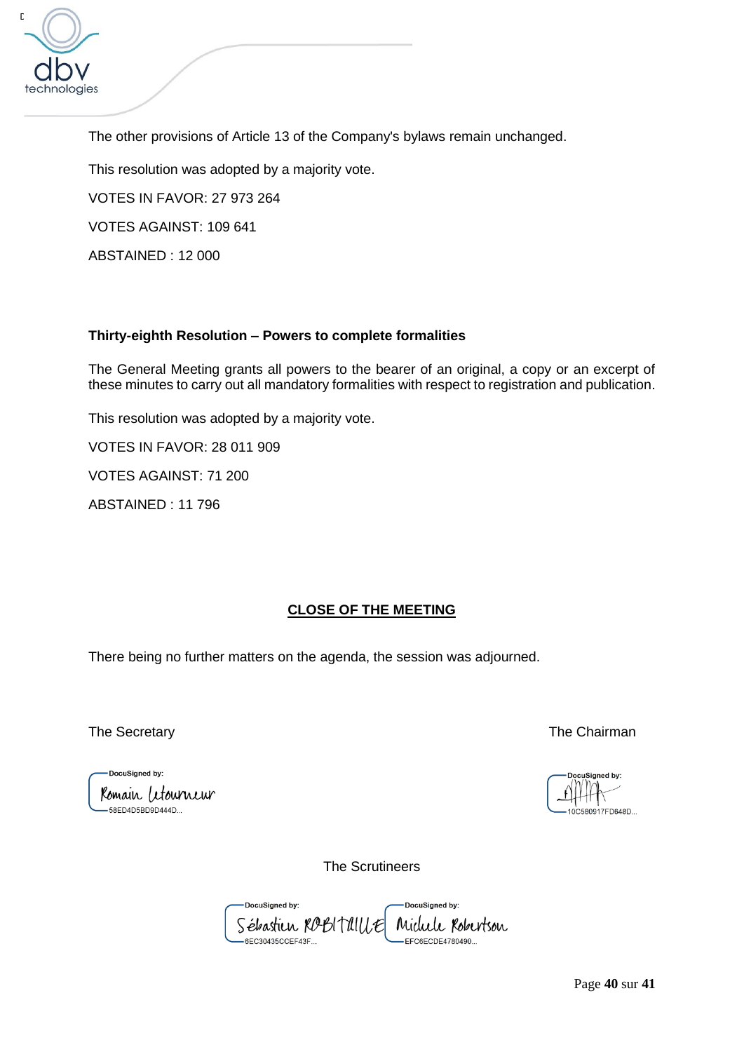The other provisions of Article 13 of the Company's bylaws remain unchanged.

This resolution was adopted by a majority vote.

VOTES IN FAVOR: 27 973 264

VOTES AGAINST: 109 641

ABSTAINED : 12 000

**Thirty-eighth Resolution – Powers to complete formalities**

The General Meeting grants all powers to the bearer of an original, a copy or an excerpt of these minutes to carry out all mandatory formalities with respect to registration and publication.

This resolution was adopted by a majority vote.

VOTES IN FAVOR: 28 011 909

VOTES AGAINST: 71 200

ABSTAINED : 11 796

**CLOSE OF THE MEETING**

There being no further matters on the agenda, the session was adjourned.

The Secretary

DocuSigned by:
Romain Letourneur
58ED4D5BD9D444D...

The Chairman

DocuSigned by:
10C580917FD648D...

The Scrutineers

DocuSigned by:
Sébastien ROBITAILLE
8EC30435CCEF43F...

DocuSigned by:
Michele Robertson
EFC6ECDE4780490...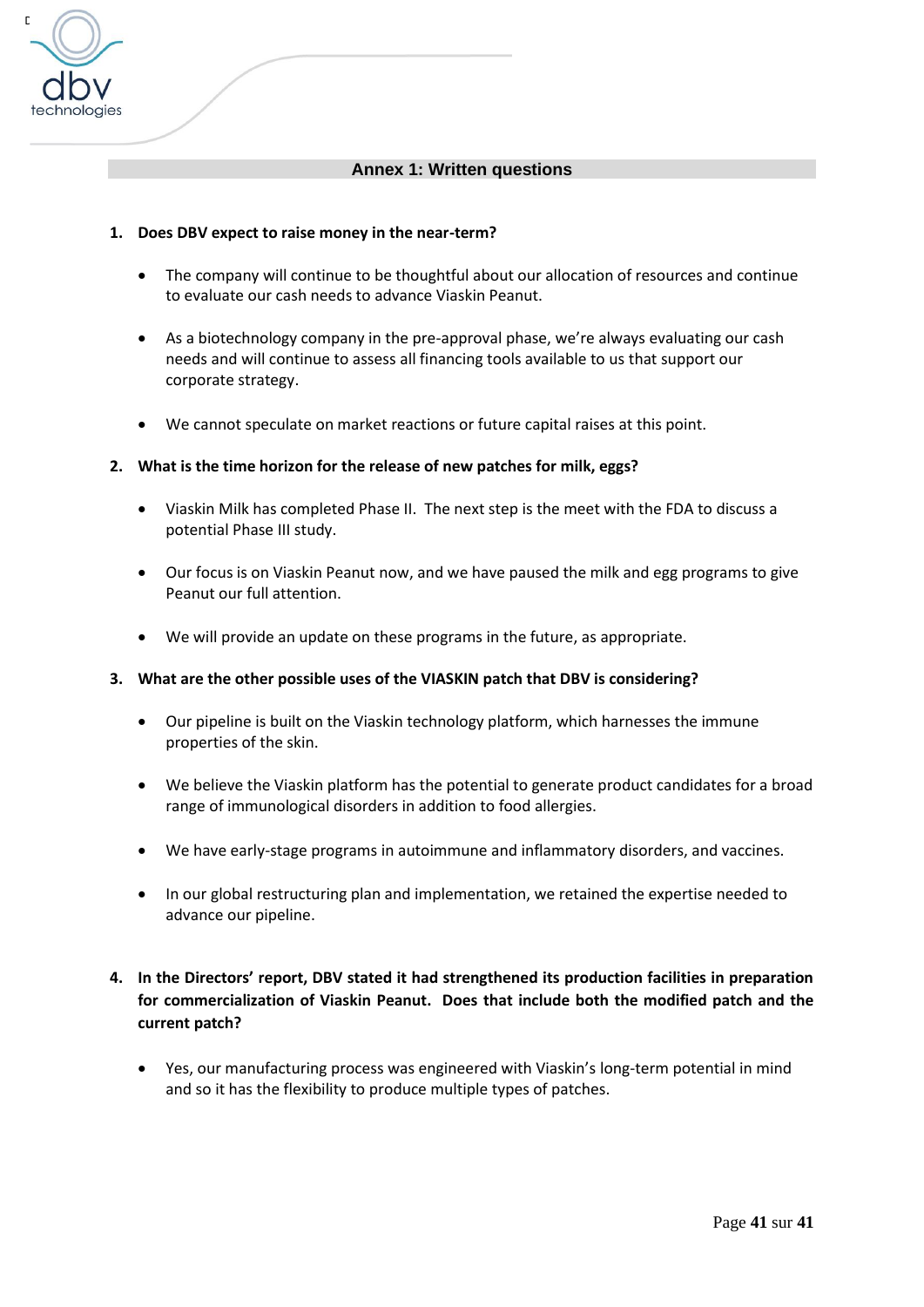## Annex 1: Written questions

1. **Does DBV expect to raise money in the near-term?**

    - The company will continue to be thoughtful about our allocation of resources and continue to evaluate our cash needs to advance Viaskin Peanut.
    - As a biotechnology company in the pre-approval phase, we're always evaluating our cash needs and will continue to assess all financing tools available to us that support our corporate strategy.
    - We cannot speculate on market reactions or future capital raises at this point.

2. **What is the time horizon for the release of new patches for milk, eggs?**

    - Viaskin Milk has completed Phase II. The next step is the meet with the FDA to discuss a potential Phase III study.
    - Our focus is on Viaskin Peanut now, and we have paused the milk and egg programs to give Peanut our full attention.
    - We will provide an update on these programs in the future, as appropriate.

3. **What are the other possible uses of the VIASKIN patch that DBV is considering?**

    - Our pipeline is built on the Viaskin technology platform, which harnesses the immune properties of the skin.
    - We believe the Viaskin platform has the potential to generate product candidates for a broad range of immunological disorders in addition to food allergies.
    - We have early-stage programs in autoimmune and inflammatory disorders, and vaccines.
    - In our global restructuring plan and implementation, we retained the expertise needed to advance our pipeline.

4. **In the Directors' report, DBV stated it had strengthened its production facilities in preparation for commercialization of Viaskin Peanut. Does that include both the modified patch and the current patch?**

    - Yes, our manufacturing process was engineered with Viaskin's long-term potential in mind and so it has the flexibility to produce multiple types of patches.